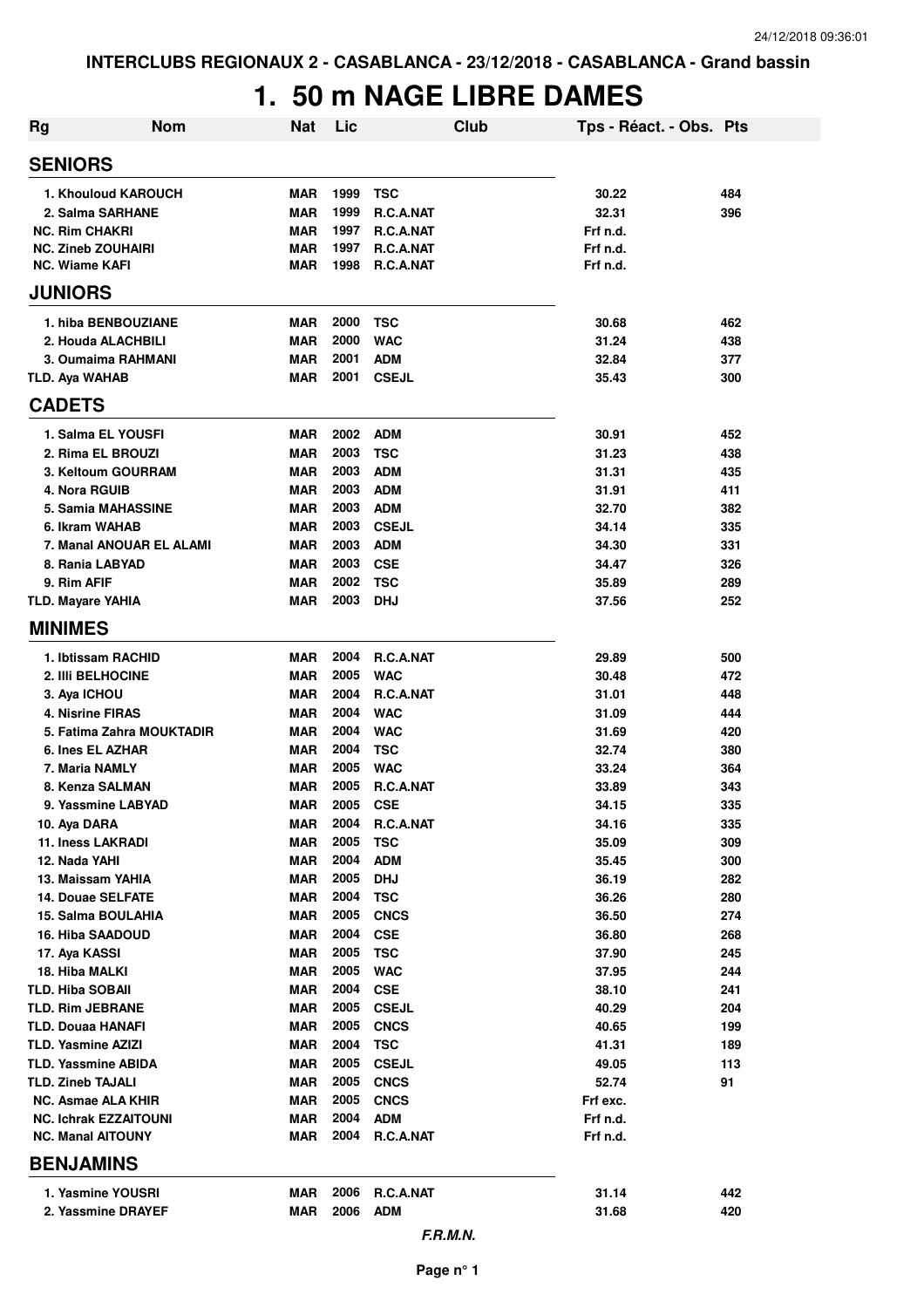**INTERCLUBS REGIONAUX 2 - CASABLANCA - 23/12/2018 - CASABLANCA - Grand bassin**

# 1. 50 m NAGE LIBRE DAMES

| Rg | Nom | Nat | Lic | Club | Tps - Réact. - Obs. | Pts |
|---|---|---|---|---|---|---|
| **SENIORS** | | | | | | |
| 1. | Khouloud KAROUCH | MAR | 1999 | TSC | 30.22 | 484 |
| 2. | Salma SARHANE | MAR | 1999 | R.C.A.NAT | 32.31 | 396 |
| NC. | Rim CHAKRI | MAR | 1997 | R.C.A.NAT | Frf n.d. | |
| NC. | Zineb ZOUHAIRI | MAR | 1997 | R.C.A.NAT | Frf n.d. | |
| NC. | Wiame KAFI | MAR | 1998 | R.C.A.NAT | Frf n.d. | |
| **JUNIORS** | | | | | | |
| 1. | hiba BENBOUZIANE | MAR | 2000 | TSC | 30.68 | 462 |
| 2. | Houda ALACHBILI | MAR | 2000 | WAC | 31.24 | 438 |
| 3. | Oumaima RAHMANI | MAR | 2001 | ADM | 32.84 | 377 |
| TLD. | Aya WAHAB | MAR | 2001 | CSEJL | 35.43 | 300 |
| **CADETS** | | | | | | |
| 1. | Salma EL YOUSFI | MAR | 2002 | ADM | 30.91 | 452 |
| 2. | Rima EL BROUZI | MAR | 2003 | TSC | 31.23 | 438 |
| 3. | Keltoum GOURRAM | MAR | 2003 | ADM | 31.31 | 435 |
| 4. | Nora RGUIB | MAR | 2003 | ADM | 31.91 | 411 |
| 5. | Samia MAHASSINE | MAR | 2003 | ADM | 32.70 | 382 |
| 6. | Ikram WAHAB | MAR | 2003 | CSEJL | 34.14 | 335 |
| 7. | Manal ANOUAR EL ALAMI | MAR | 2003 | ADM | 34.30 | 331 |
| 8. | Rania LABYAD | MAR | 2003 | CSE | 34.47 | 326 |
| 9. | Rim AFIF | MAR | 2002 | TSC | 35.89 | 289 |
| TLD. | Mayare YAHIA | MAR | 2003 | DHJ | 37.56 | 252 |
| **MINIMES** | | | | | | |
| 1. | Ibtissam RACHID | MAR | 2004 | R.C.A.NAT | 29.89 | 500 |
| 2. | Illi BELHOCINE | MAR | 2005 | WAC | 30.48 | 472 |
| 3. | Aya ICHOU | MAR | 2004 | R.C.A.NAT | 31.01 | 448 |
| 4. | Nisrine FIRAS | MAR | 2004 | WAC | 31.09 | 444 |
| 5. | Fatima Zahra MOUKTADIR | MAR | 2004 | WAC | 31.69 | 420 |
| 6. | Ines EL AZHAR | MAR | 2004 | TSC | 32.74 | 380 |
| 7. | Maria NAMLY | MAR | 2005 | WAC | 33.24 | 364 |
| 8. | Kenza SALMAN | MAR | 2005 | R.C.A.NAT | 33.89 | 343 |
| 9. | Yassmine LABYAD | MAR | 2005 | CSE | 34.15 | 335 |
| 10. | Aya DARA | MAR | 2004 | R.C.A.NAT | 34.16 | 335 |
| 11. | Iness LAKRADI | MAR | 2005 | TSC | 35.09 | 309 |
| 12. | Nada YAHI | MAR | 2004 | ADM | 35.45 | 300 |
| 13. | Maissam YAHIA | MAR | 2005 | DHJ | 36.19 | 282 |
| 14. | Douae SELFATE | MAR | 2004 | TSC | 36.26 | 280 |
| 15. | Salma BOULAHIA | MAR | 2005 | CNCS | 36.50 | 274 |
| 16. | Hiba SAADOUD | MAR | 2004 | CSE | 36.80 | 268 |
| 17. | Aya KASSI | MAR | 2005 | TSC | 37.90 | 245 |
| 18. | Hiba MALKI | MAR | 2005 | WAC | 37.95 | 244 |
| TLD. | Hiba SOBAII | MAR | 2004 | CSE | 38.10 | 241 |
| TLD. | Rim JEBRANE | MAR | 2005 | CSEJL | 40.29 | 204 |
| TLD. | Douaa HANAFI | MAR | 2005 | CNCS | 40.65 | 199 |
| TLD. | Yasmine AZIZI | MAR | 2004 | TSC | 41.31 | 189 |
| TLD. | Yassmine ABIDA | MAR | 2005 | CSEJL | 49.05 | 113 |
| TLD. | Zineb TAJALI | MAR | 2005 | CNCS | 52.74 | 91 |
| NC. | Asmae ALA KHIR | MAR | 2005 | CNCS | Frf exc. | |
| NC. | Ichrak EZZAITOUNI | MAR | 2004 | ADM | Frf n.d. | |
| NC. | Manal AITOUNY | MAR | 2004 | R.C.A.NAT | Frf n.d. | |
| **BENJAMINS** | | | | | | |
| 1. | Yasmine YOUSRI | MAR | 2006 | R.C.A.NAT | 31.14 | 442 |
| 2. | Yassmine DRAYEF | MAR | 2006 | ADM | 31.68 | 420 |

*F.R.M.N.*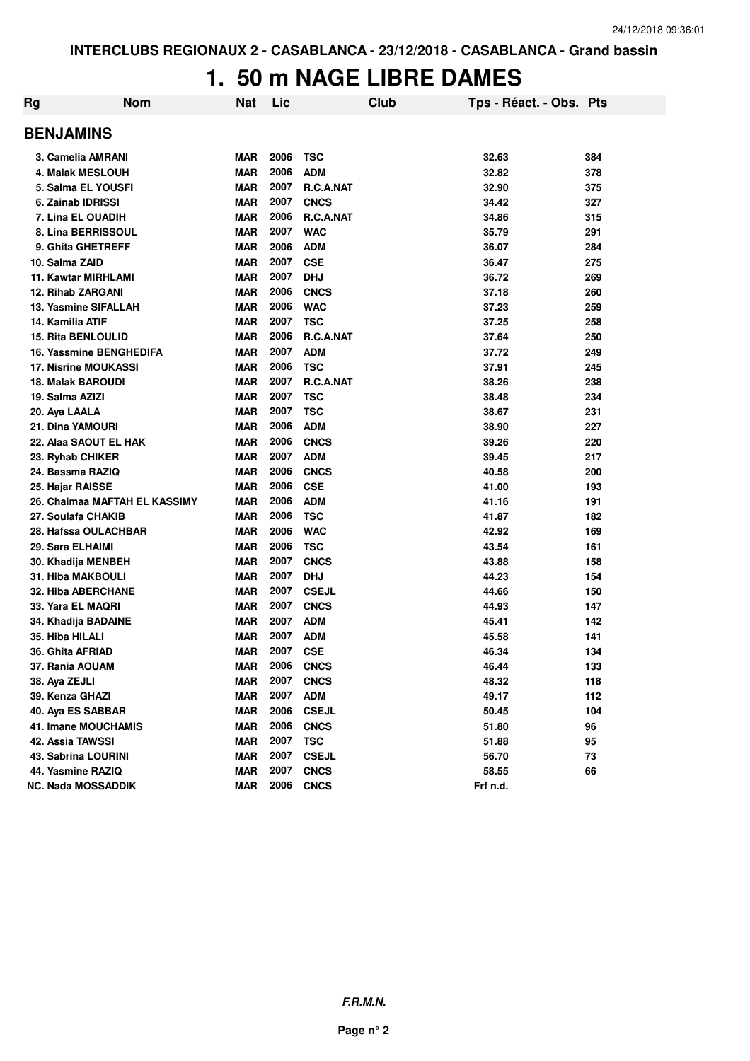# 1. 50 m NAGE LIBRE DAMES

| Rg | Nom | Nat | Lic | Club | Tps - Réact. - Obs. | Pts |
|---|---|---|---|---|---|---|
| **BENJAMINS** | | | | | | |
| 3. | Camelia AMRANI | MAR | 2006 | TSC | 32.63 | 384 |
| 4. | Malak MESLOUH | MAR | 2006 | ADM | 32.82 | 378 |
| 5. | Salma EL YOUSFI | MAR | 2007 | R.C.A.NAT | 32.90 | 375 |
| 6. | Zainab IDRISSI | MAR | 2007 | CNCS | 34.42 | 327 |
| 7. | Lina EL OUADIH | MAR | 2006 | R.C.A.NAT | 34.86 | 315 |
| 8. | Lina BERRISSOUL | MAR | 2007 | WAC | 35.79 | 291 |
| 9. | Ghita GHETREFF | MAR | 2006 | ADM | 36.07 | 284 |
| 10. | Salma ZAID | MAR | 2007 | CSE | 36.47 | 275 |
| 11. | Kawtar MIRHLAMI | MAR | 2007 | DHJ | 36.72 | 269 |
| 12. | Rihab ZARGANI | MAR | 2006 | CNCS | 37.18 | 260 |
| 13. | Yasmine SIFALLAH | MAR | 2006 | WAC | 37.23 | 259 |
| 14. | Kamilia ATIF | MAR | 2007 | TSC | 37.25 | 258 |
| 15. | Rita BENLOULID | MAR | 2006 | R.C.A.NAT | 37.64 | 250 |
| 16. | Yassmine BENGHEDIFA | MAR | 2007 | ADM | 37.72 | 249 |
| 17. | Nisrine MOUKASSI | MAR | 2006 | TSC | 37.91 | 245 |
| 18. | Malak BAROUDI | MAR | 2007 | R.C.A.NAT | 38.26 | 238 |
| 19. | Salma AZIZI | MAR | 2007 | TSC | 38.48 | 234 |
| 20. | Aya LAALA | MAR | 2007 | TSC | 38.67 | 231 |
| 21. | Dina YAMOURI | MAR | 2006 | ADM | 38.90 | 227 |
| 22. | Alaa SAOUT EL HAK | MAR | 2006 | CNCS | 39.26 | 220 |
| 23. | Ryhab CHIKER | MAR | 2007 | ADM | 39.45 | 217 |
| 24. | Bassma RAZIQ | MAR | 2006 | CNCS | 40.58 | 200 |
| 25. | Hajar RAISSE | MAR | 2006 | CSE | 41.00 | 193 |
| 26. | Chaimaa MAFTAH EL KASSIMY | MAR | 2006 | ADM | 41.16 | 191 |
| 27. | Soulafa CHAKIB | MAR | 2006 | TSC | 41.87 | 182 |
| 28. | Hafssa OULACHBAR | MAR | 2006 | WAC | 42.92 | 169 |
| 29. | Sara ELHAIMI | MAR | 2006 | TSC | 43.54 | 161 |
| 30. | Khadija MENBEH | MAR | 2007 | CNCS | 43.88 | 158 |
| 31. | Hiba MAKBOULI | MAR | 2007 | DHJ | 44.23 | 154 |
| 32. | Hiba ABERCHANE | MAR | 2007 | CSEJL | 44.66 | 150 |
| 33. | Yara EL MAQRI | MAR | 2007 | CNCS | 44.93 | 147 |
| 34. | Khadija BADAINE | MAR | 2007 | ADM | 45.41 | 142 |
| 35. | Hiba HILALI | MAR | 2007 | ADM | 45.58 | 141 |
| 36. | Ghita AFRIAD | MAR | 2007 | CSE | 46.34 | 134 |
| 37. | Rania AOUAM | MAR | 2006 | CNCS | 46.44 | 133 |
| 38. | Aya ZEJLI | MAR | 2007 | CNCS | 48.32 | 118 |
| 39. | Kenza GHAZI | MAR | 2007 | ADM | 49.17 | 112 |
| 40. | Aya ES SABBAR | MAR | 2006 | CSEJL | 50.45 | 104 |
| 41. | Imane MOUCHAMIS | MAR | 2006 | CNCS | 51.80 | 96 |
| 42. | Assia TAWSSI | MAR | 2007 | TSC | 51.88 | 95 |
| 43. | Sabrina LOURINI | MAR | 2007 | CSEJL | 56.70 | 73 |
| 44. | Yasmine RAZIQ | MAR | 2007 | CNCS | 58.55 | 66 |
| NC. | Nada MOSSADDIK | MAR | 2006 | CNCS | Frf n.d. | |

***F.R.M.N.***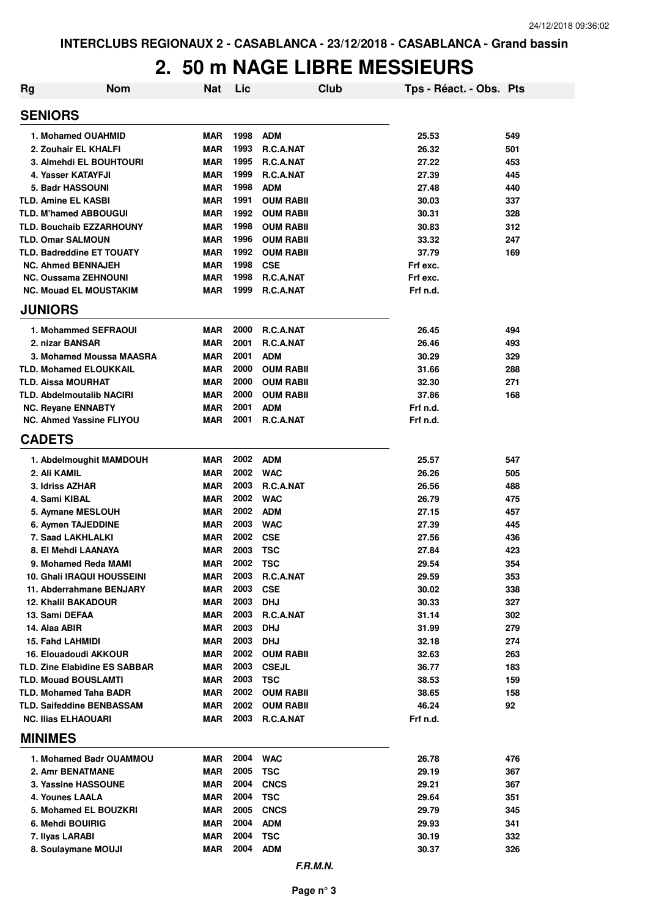INTERCLUBS REGIONAUX 2 - CASABLANCA - 23/12/2018 - CASABLANCA - Grand bassin

# 2. 50 m NAGE LIBRE MESSIEURS

| Rg | Nom | Nat | Lic | Club | Tps - Réact. - Obs. | Pts |
|---|---|---|---|---|---|---|
| **SENIORS** | | | | | | |
| 1. | Mohamed OUAHMID | MAR | 1998 | ADM | 25.53 | 549 |
| 2. | Zouhair EL KHALFI | MAR | 1993 | R.C.A.NAT | 26.32 | 501 |
| 3. | Almehdi EL BOUHTOURI | MAR | 1995 | R.C.A.NAT | 27.22 | 453 |
| 4. | Yasser KATAYFJI | MAR | 1999 | R.C.A.NAT | 27.39 | 445 |
| 5. | Badr HASSOUNI | MAR | 1998 | ADM | 27.48 | 440 |
| TLD. | Amine EL KASBI | MAR | 1991 | OUM RABII | 30.03 | 337 |
| TLD. | M'hamed ABBOUGUI | MAR | 1992 | OUM RABII | 30.31 | 328 |
| TLD. | Bouchaib EZZARHOUNY | MAR | 1998 | OUM RABII | 30.83 | 312 |
| TLD. | Omar SALMOUN | MAR | 1996 | OUM RABII | 33.32 | 247 |
| TLD. | Badreddine ET TOUATY | MAR | 1992 | OUM RABII | 37.79 | 169 |
| NC. | Ahmed BENNAJEH | MAR | 1998 | CSE | Frf exc. | |
| NC. | Oussama ZEHNOUNI | MAR | 1998 | R.C.A.NAT | Frf exc. | |
| NC. | Mouad EL MOUSTAKIM | MAR | 1999 | R.C.A.NAT | Frf n.d. | |
| **JUNIORS** | | | | | | |
| 1. | Mohammed SEFRAOUI | MAR | 2000 | R.C.A.NAT | 26.45 | 494 |
| 2. | nizar BANSAR | MAR | 2001 | R.C.A.NAT | 26.46 | 493 |
| 3. | Mohamed Moussa MAASRA | MAR | 2001 | ADM | 30.29 | 329 |
| TLD. | Mohamed ELOUKKAIL | MAR | 2000 | OUM RABII | 31.66 | 288 |
| TLD. | Aissa MOURHAT | MAR | 2000 | OUM RABII | 32.30 | 271 |
| TLD. | Abdelmoutalib NACIRI | MAR | 2000 | OUM RABII | 37.86 | 168 |
| NC. | Reyane ENNABTY | MAR | 2001 | ADM | Frf n.d. | |
| NC. | Ahmed Yassine FLIYOU | MAR | 2001 | R.C.A.NAT | Frf n.d. | |
| **CADETS** | | | | | | |
| 1. | Abdelmoughit MAMDOUH | MAR | 2002 | ADM | 25.57 | 547 |
| 2. | Ali KAMIL | MAR | 2002 | WAC | 26.26 | 505 |
| 3. | Idriss AZHAR | MAR | 2003 | R.C.A.NAT | 26.56 | 488 |
| 4. | Sami KIBAL | MAR | 2002 | WAC | 26.79 | 475 |
| 5. | Aymane MESLOUH | MAR | 2002 | ADM | 27.15 | 457 |
| 6. | Aymen TAJEDDINE | MAR | 2003 | WAC | 27.39 | 445 |
| 7. | Saad LAKHLALKI | MAR | 2002 | CSE | 27.56 | 436 |
| 8. | El Mehdi LAANAYA | MAR | 2003 | TSC | 27.84 | 423 |
| 9. | Mohamed Reda MAMI | MAR | 2002 | TSC | 29.54 | 354 |
| 10. | Ghali IRAQUI HOUSSEINI | MAR | 2003 | R.C.A.NAT | 29.59 | 353 |
| 11. | Abderrahmane BENJARY | MAR | 2003 | CSE | 30.02 | 338 |
| 12. | Khalil BAKADOUR | MAR | 2003 | DHJ | 30.33 | 327 |
| 13. | Sami DEFAA | MAR | 2003 | R.C.A.NAT | 31.14 | 302 |
| 14. | Alaa ABIR | MAR | 2003 | DHJ | 31.99 | 279 |
| 15. | Fahd LAHMIDI | MAR | 2003 | DHJ | 32.18 | 274 |
| 16. | Elouadoudi AKKOUR | MAR | 2002 | OUM RABII | 32.63 | 263 |
| TLD. | Zine Elabidine ES SABBAR | MAR | 2003 | CSEJL | 36.77 | 183 |
| TLD. | Mouad BOUSLAMTI | MAR | 2003 | TSC | 38.53 | 159 |
| TLD. | Mohamed Taha BADR | MAR | 2002 | OUM RABII | 38.65 | 158 |
| TLD. | Saifeddine BENBASSAM | MAR | 2002 | OUM RABII | 46.24 | 92 |
| NC. | Ilias ELHAOUARI | MAR | 2003 | R.C.A.NAT | Frf n.d. | |
| **MINIMES** | | | | | | |
| 1. | Mohamed Badr OUAMMOU | MAR | 2004 | WAC | 26.78 | 476 |
| 2. | Amr BENATMANE | MAR | 2005 | TSC | 29.19 | 367 |
| 3. | Yassine HASSOUNE | MAR | 2004 | CNCS | 29.21 | 367 |
| 4. | Younes LAALA | MAR | 2004 | TSC | 29.64 | 351 |
| 5. | Mohamed EL BOUZKRI | MAR | 2005 | CNCS | 29.79 | 345 |
| 6. | Mehdi BOUIRIG | MAR | 2004 | ADM | 29.93 | 341 |
| 7. | Ilyas LARABI | MAR | 2004 | TSC | 30.19 | 332 |
| 8. | Soulaymane MOUJI | MAR | 2004 | ADM | 30.37 | 326 |

*F.R.M.N.*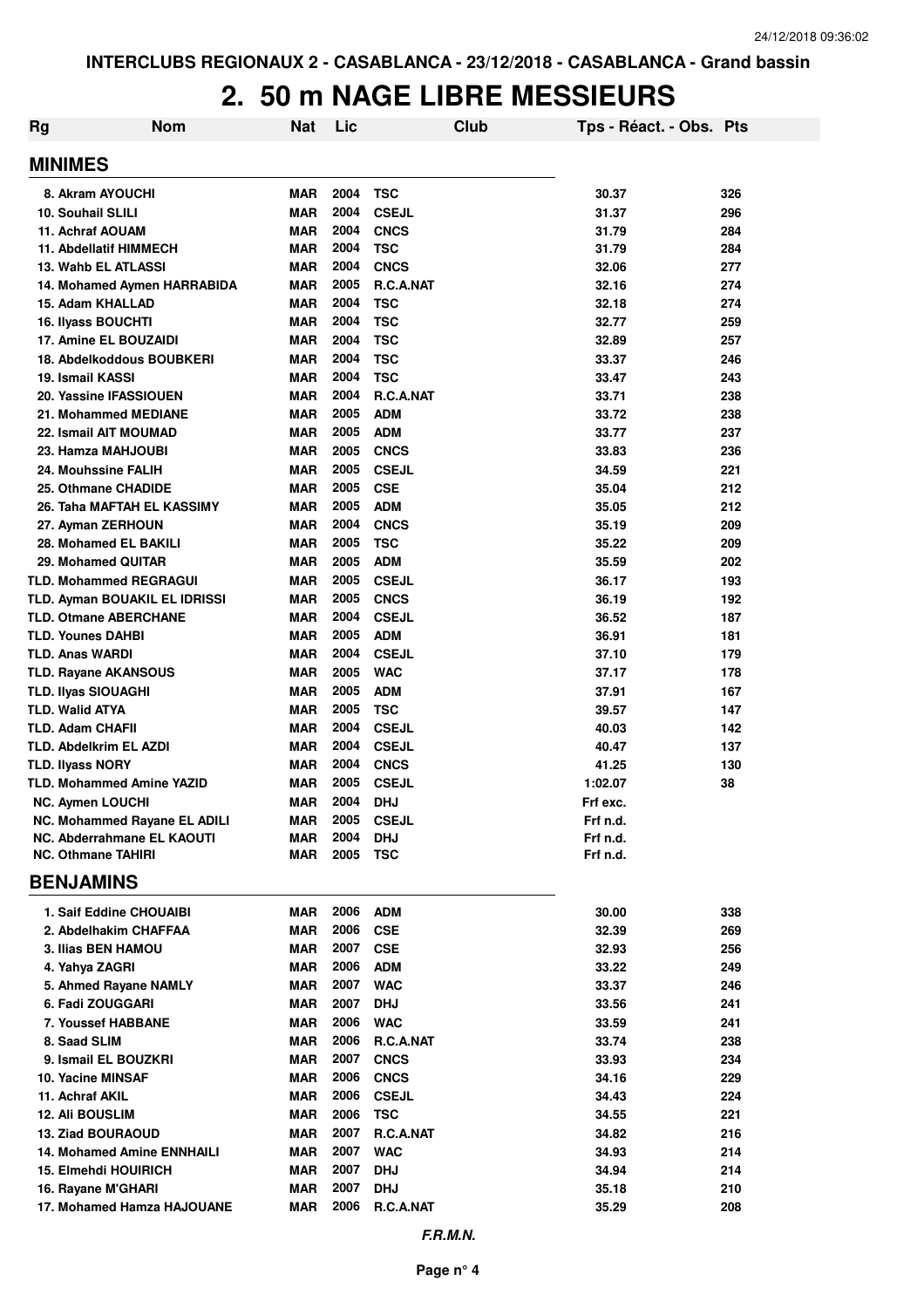INTERCLUBS REGIONAUX 2 - CASABLANCA - 23/12/2018 - CASABLANCA - Grand bassin

# 2. 50 m NAGE LIBRE MESSIEURS

| Rg | Nom | Nat | Lic | Club | Tps - Réact. - Obs. | Pts |
|---|---|---|---|---|---|---|
| **MINIMES** | | | | | | |
| 8. | Akram AYOUCHI | MAR | 2004 | TSC | 30.37 | 326 |
| 10. | Souhail SLILI | MAR | 2004 | CSEJL | 31.37 | 296 |
| 11. | Achraf AOUAM | MAR | 2004 | CNCS | 31.79 | 284 |
| 11. | Abdellatif HIMMECH | MAR | 2004 | TSC | 31.79 | 284 |
| 13. | Wahb EL ATLASSI | MAR | 2004 | CNCS | 32.06 | 277 |
| 14. | Mohamed Aymen HARRABIDA | MAR | 2005 | R.C.A.NAT | 32.16 | 274 |
| 15. | Adam KHALLAD | MAR | 2004 | TSC | 32.18 | 274 |
| 16. | Ilyass BOUCHTI | MAR | 2004 | TSC | 32.77 | 259 |
| 17. | Amine EL BOUZAIDI | MAR | 2004 | TSC | 32.89 | 257 |
| 18. | Abdelkoddous BOUBKERI | MAR | 2004 | TSC | 33.37 | 246 |
| 19. | Ismail KASSI | MAR | 2004 | TSC | 33.47 | 243 |
| 20. | Yassine IFASSIOUEN | MAR | 2004 | R.C.A.NAT | 33.71 | 238 |
| 21. | Mohammed MEDIANE | MAR | 2005 | ADM | 33.72 | 238 |
| 22. | Ismail AIT MOUMAD | MAR | 2005 | ADM | 33.77 | 237 |
| 23. | Hamza MAHJOUBI | MAR | 2005 | CNCS | 33.83 | 236 |
| 24. | Mouhssine FALIH | MAR | 2005 | CSEJL | 34.59 | 221 |
| 25. | Othmane CHADIDE | MAR | 2005 | CSE | 35.04 | 212 |
| 26. | Taha MAFTAH EL KASSIMY | MAR | 2005 | ADM | 35.05 | 212 |
| 27. | Ayman ZERHOUN | MAR | 2004 | CNCS | 35.19 | 209 |
| 28. | Mohamed EL BAKILI | MAR | 2005 | TSC | 35.22 | 209 |
| 29. | Mohamed QUITAR | MAR | 2005 | ADM | 35.59 | 202 |
| TLD. | Mohammed REGRAGUI | MAR | 2005 | CSEJL | 36.17 | 193 |
| TLD. | Ayman BOUAKIL EL IDRISSI | MAR | 2005 | CNCS | 36.19 | 192 |
| TLD. | Otmane ABERCHANE | MAR | 2004 | CSEJL | 36.52 | 187 |
| TLD. | Younes DAHBI | MAR | 2005 | ADM | 36.91 | 181 |
| TLD. | Anas WARDI | MAR | 2004 | CSEJL | 37.10 | 179 |
| TLD. | Rayane AKANSOUS | MAR | 2005 | WAC | 37.17 | 178 |
| TLD. | Ilyas SIOUAGHI | MAR | 2005 | ADM | 37.91 | 167 |
| TLD. | Walid ATYA | MAR | 2005 | TSC | 39.57 | 147 |
| TLD. | Adam CHAFII | MAR | 2004 | CSEJL | 40.03 | 142 |
| TLD. | Abdelkrim EL AZDI | MAR | 2004 | CSEJL | 40.47 | 137 |
| TLD. | Ilyass NORY | MAR | 2004 | CNCS | 41.25 | 130 |
| TLD. | Mohammed Amine YAZID | MAR | 2005 | CSEJL | 1:02.07 | 38 |
| NC. | Aymen LOUCHI | MAR | 2004 | DHJ | Frf exc. | |
| NC. | Mohammed Rayane EL ADILI | MAR | 2005 | CSEJL | Frf n.d. | |
| NC. | Abderrahmane EL KAOUTI | MAR | 2004 | DHJ | Frf n.d. | |
| NC. | Othmane TAHIRI | MAR | 2005 | TSC | Frf n.d. | |
| **BENJAMINS** | | | | | | |
| 1. | Saif Eddine CHOUAIBI | MAR | 2006 | ADM | 30.00 | 338 |
| 2. | Abdelhakim CHAFFAA | MAR | 2006 | CSE | 32.39 | 269 |
| 3. | Ilias BEN HAMOU | MAR | 2007 | CSE | 32.93 | 256 |
| 4. | Yahya ZAGRI | MAR | 2006 | ADM | 33.22 | 249 |
| 5. | Ahmed Rayane NAMLY | MAR | 2007 | WAC | 33.37 | 246 |
| 6. | Fadi ZOUGGARI | MAR | 2007 | DHJ | 33.56 | 241 |
| 7. | Youssef HABBANE | MAR | 2006 | WAC | 33.59 | 241 |
| 8. | Saad SLIM | MAR | 2006 | R.C.A.NAT | 33.74 | 238 |
| 9. | Ismail EL BOUZKRI | MAR | 2007 | CNCS | 33.93 | 234 |
| 10. | Yacine MINSAF | MAR | 2006 | CNCS | 34.16 | 229 |
| 11. | Achraf AKIL | MAR | 2006 | CSEJL | 34.43 | 224 |
| 12. | Ali BOUSLIM | MAR | 2006 | TSC | 34.55 | 221 |
| 13. | Ziad BOURAOUD | MAR | 2007 | R.C.A.NAT | 34.82 | 216 |
| 14. | Mohamed Amine ENNHAILI | MAR | 2007 | WAC | 34.93 | 214 |
| 15. | Elmehdi HOUIRICH | MAR | 2007 | DHJ | 34.94 | 214 |
| 16. | Rayane M'GHARI | MAR | 2007 | DHJ | 35.18 | 210 |
| 17. | Mohamed Hamza HAJOUANE | MAR | 2006 | R.C.A.NAT | 35.29 | 208 |

*F.R.M.N.*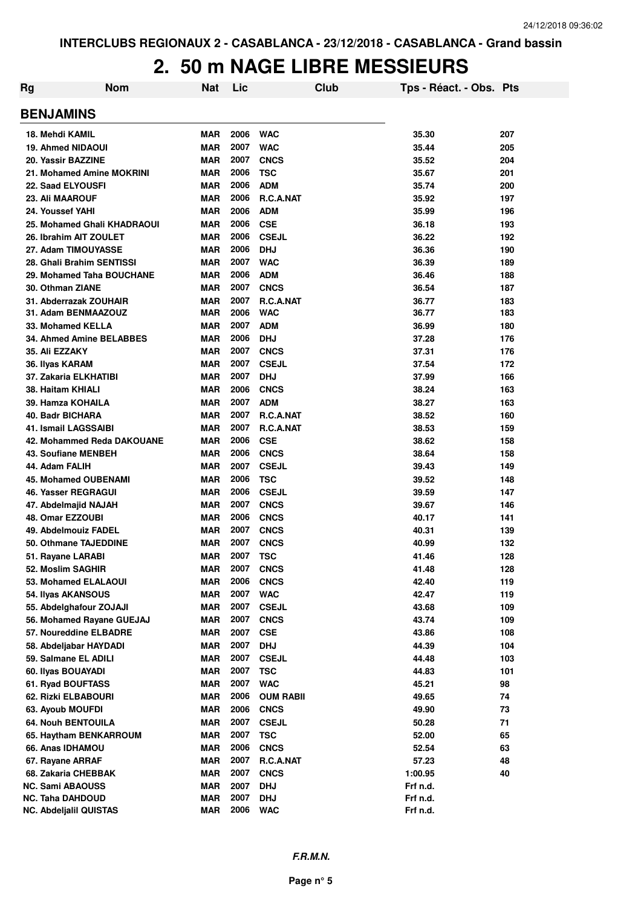# 2. 50 m NAGE LIBRE MESSIEURS

| Rg | Nom | Nat | Lic | Club | Tps - Réact. - Obs. | Pts |
|---|---|---|---|---|---|---|
| **BENJAMINS** | | | | | | |
| 18. | Mehdi KAMIL | MAR | 2006 | WAC | 35.30 | 207 |
| 19. | Ahmed NIDAOUI | MAR | 2007 | WAC | 35.44 | 205 |
| 20. | Yassir BAZZINE | MAR | 2007 | CNCS | 35.52 | 204 |
| 21. | Mohamed Amine MOKRINI | MAR | 2006 | TSC | 35.67 | 201 |
| 22. | Saad ELYOUSFI | MAR | 2006 | ADM | 35.74 | 200 |
| 23. | Ali MAAROUF | MAR | 2006 | R.C.A.NAT | 35.92 | 197 |
| 24. | Youssef YAHI | MAR | 2006 | ADM | 35.99 | 196 |
| 25. | Mohamed Ghali KHADRAOUI | MAR | 2006 | CSE | 36.18 | 193 |
| 26. | Ibrahim AIT ZOULET | MAR | 2006 | CSEJL | 36.22 | 192 |
| 27. | Adam TIMOUYASSE | MAR | 2006 | DHJ | 36.36 | 190 |
| 28. | Ghali Brahim SENTISSI | MAR | 2007 | WAC | 36.39 | 189 |
| 29. | Mohamed Taha BOUCHANE | MAR | 2006 | ADM | 36.46 | 188 |
| 30. | Othman ZIANE | MAR | 2007 | CNCS | 36.54 | 187 |
| 31. | Abderrazak ZOUHAIR | MAR | 2007 | R.C.A.NAT | 36.77 | 183 |
| 31. | Adam BENMAAZOUZ | MAR | 2006 | WAC | 36.77 | 183 |
| 33. | Mohamed KELLA | MAR | 2007 | ADM | 36.99 | 180 |
| 34. | Ahmed Amine BELABBES | MAR | 2006 | DHJ | 37.28 | 176 |
| 35. | Ali EZZAKY | MAR | 2007 | CNCS | 37.31 | 176 |
| 36. | Ilyas KARAM | MAR | 2007 | CSEJL | 37.54 | 172 |
| 37. | Zakaria ELKHATIBI | MAR | 2007 | DHJ | 37.99 | 166 |
| 38. | Haitam KHIALI | MAR | 2006 | CNCS | 38.24 | 163 |
| 39. | Hamza KOHAILA | MAR | 2007 | ADM | 38.27 | 163 |
| 40. | Badr BICHARA | MAR | 2007 | R.C.A.NAT | 38.52 | 160 |
| 41. | Ismail LAGSSAIBI | MAR | 2007 | R.C.A.NAT | 38.53 | 159 |
| 42. | Mohammed Reda DAKOUANE | MAR | 2006 | CSE | 38.62 | 158 |
| 43. | Soufiane MENBEH | MAR | 2006 | CNCS | 38.64 | 158 |
| 44. | Adam FALIH | MAR | 2007 | CSEJL | 39.43 | 149 |
| 45. | Mohamed OUBENAMI | MAR | 2006 | TSC | 39.52 | 148 |
| 46. | Yasser REGRAGUI | MAR | 2006 | CSEJL | 39.59 | 147 |
| 47. | Abdelmajid NAJAH | MAR | 2007 | CNCS | 39.67 | 146 |
| 48. | Omar EZZOUBI | MAR | 2006 | CNCS | 40.17 | 141 |
| 49. | Abdelmouiz FADEL | MAR | 2007 | CNCS | 40.31 | 139 |
| 50. | Othmane TAJEDDINE | MAR | 2007 | CNCS | 40.99 | 132 |
| 51. | Rayane LARABI | MAR | 2007 | TSC | 41.46 | 128 |
| 52. | Moslim SAGHIR | MAR | 2007 | CNCS | 41.48 | 128 |
| 53. | Mohamed ELALAOUI | MAR | 2006 | CNCS | 42.40 | 119 |
| 54. | Ilyas AKANSOUS | MAR | 2007 | WAC | 42.47 | 119 |
| 55. | Abdelghafour ZOJAJI | MAR | 2007 | CSEJL | 43.68 | 109 |
| 56. | Mohamed Rayane GUEJAJ | MAR | 2007 | CNCS | 43.74 | 109 |
| 57. | Noureddine ELBADRE | MAR | 2007 | CSE | 43.86 | 108 |
| 58. | Abdeljabar HAYDADI | MAR | 2007 | DHJ | 44.39 | 104 |
| 59. | Salmane EL ADILI | MAR | 2007 | CSEJL | 44.48 | 103 |
| 60. | Ilyas BOUAYADI | MAR | 2007 | TSC | 44.83 | 101 |
| 61. | Ryad BOUFTASS | MAR | 2007 | WAC | 45.21 | 98 |
| 62. | Rizki ELBABOURI | MAR | 2006 | OUM RABII | 49.65 | 74 |
| 63. | Ayoub MOUFDI | MAR | 2006 | CNCS | 49.90 | 73 |
| 64. | Nouh BENTOUILA | MAR | 2007 | CSEJL | 50.28 | 71 |
| 65. | Haytham BENKARROUM | MAR | 2007 | TSC | 52.00 | 65 |
| 66. | Anas IDHAMOU | MAR | 2006 | CNCS | 52.54 | 63 |
| 67. | Rayane ARRAF | MAR | 2007 | R.C.A.NAT | 57.23 | 48 |
| 68. | Zakaria CHEBBAK | MAR | 2007 | CNCS | 1:00.95 | 40 |
| NC. | Sami ABAOUSS | MAR | 2007 | DHJ | Frf n.d. | |
| NC. | Taha DAHDOUD | MAR | 2007 | DHJ | Frf n.d. | |
| NC. | Abdeljalil QUISTAS | MAR | 2006 | WAC | Frf n.d. | |

*F.R.M.N.*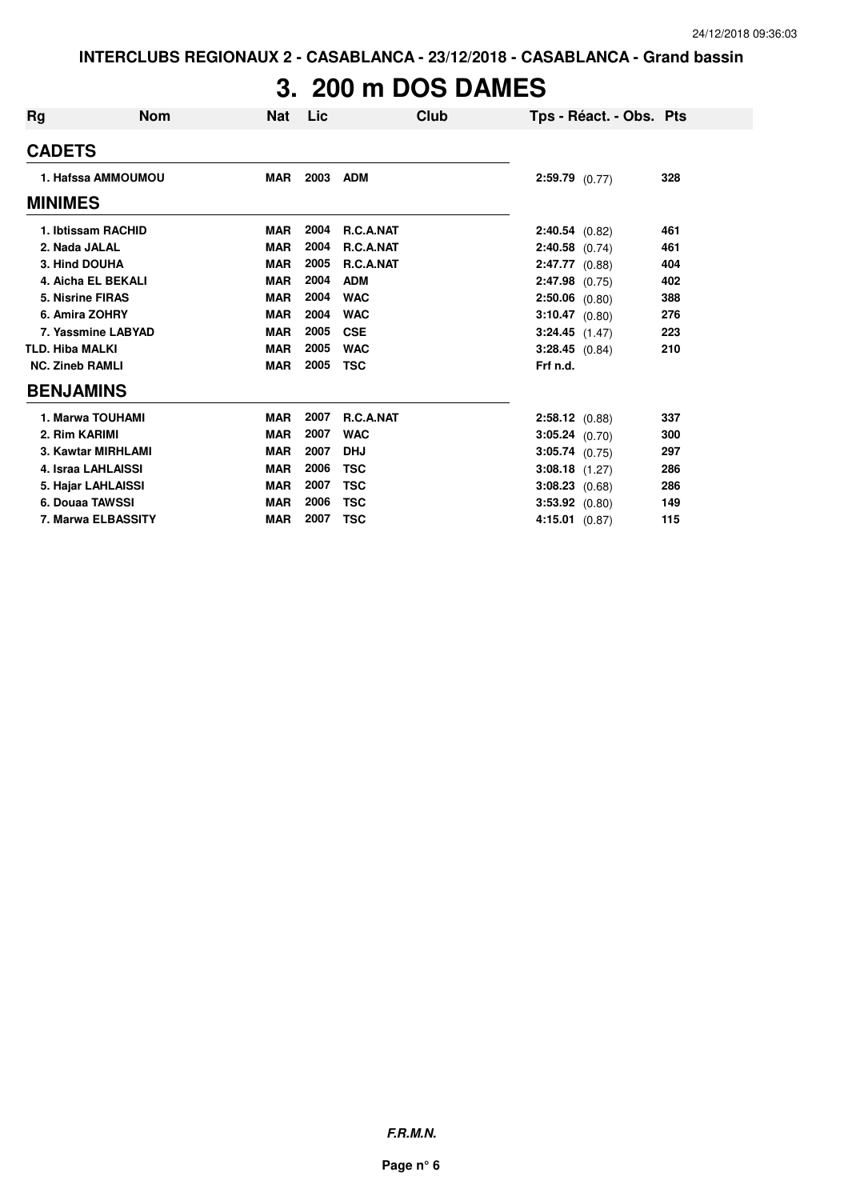# 3. 200 m DOS DAMES

| Rg | Nom | Nat | Lic | Club | Tps - Réact. - Obs. | Pts |
|---|---|---|---|---|---|---|
| **CADETS** | | | | | | |
| 1. | Hafssa AMMOUMOU | MAR | 2003 | ADM | **2:59.79** (0.77) | 328 |
| **MINIMES** | | | | | | |
| 1. | Ibtissam RACHID | MAR | 2004 | R.C.A.NAT | **2:40.54** (0.82) | 461 |
| 2. | Nada JALAL | MAR | 2004 | R.C.A.NAT | **2:40.58** (0.74) | 461 |
| 3. | Hind DOUHA | MAR | 2005 | R.C.A.NAT | **2:47.77** (0.88) | 404 |
| 4. | Aicha EL BEKALI | MAR | 2004 | ADM | **2:47.98** (0.75) | 402 |
| 5. | Nisrine FIRAS | MAR | 2004 | WAC | **2:50.06** (0.80) | 388 |
| 6. | Amira ZOHRY | MAR | 2004 | WAC | **3:10.47** (0.80) | 276 |
| 7. | Yassmine LABYAD | MAR | 2005 | CSE | **3:24.45** (1.47) | 223 |
| TLD. | Hiba MALKI | MAR | 2005 | WAC | **3:28.45** (0.84) | 210 |
| NC. | Zineb RAMLI | MAR | 2005 | TSC | Frf n.d. | |
| **BENJAMINS** | | | | | | |
| 1. | Marwa TOUHAMI | MAR | 2007 | R.C.A.NAT | **2:58.12** (0.88) | 337 |
| 2. | Rim KARIMI | MAR | 2007 | WAC | **3:05.24** (0.70) | 300 |
| 3. | Kawtar MIRHLAMI | MAR | 2007 | DHJ | **3:05.74** (0.75) | 297 |
| 4. | Israa LAHLAISSI | MAR | 2006 | TSC | **3:08.18** (1.27) | 286 |
| 5. | Hajar LAHLAISSI | MAR | 2007 | TSC | **3:08.23** (0.68) | 286 |
| 6. | Douaa TAWSSI | MAR | 2006 | TSC | **3:53.92** (0.80) | 149 |
| 7. | Marwa ELBASSITY | MAR | 2007 | TSC | **4:15.01** (0.87) | 115 |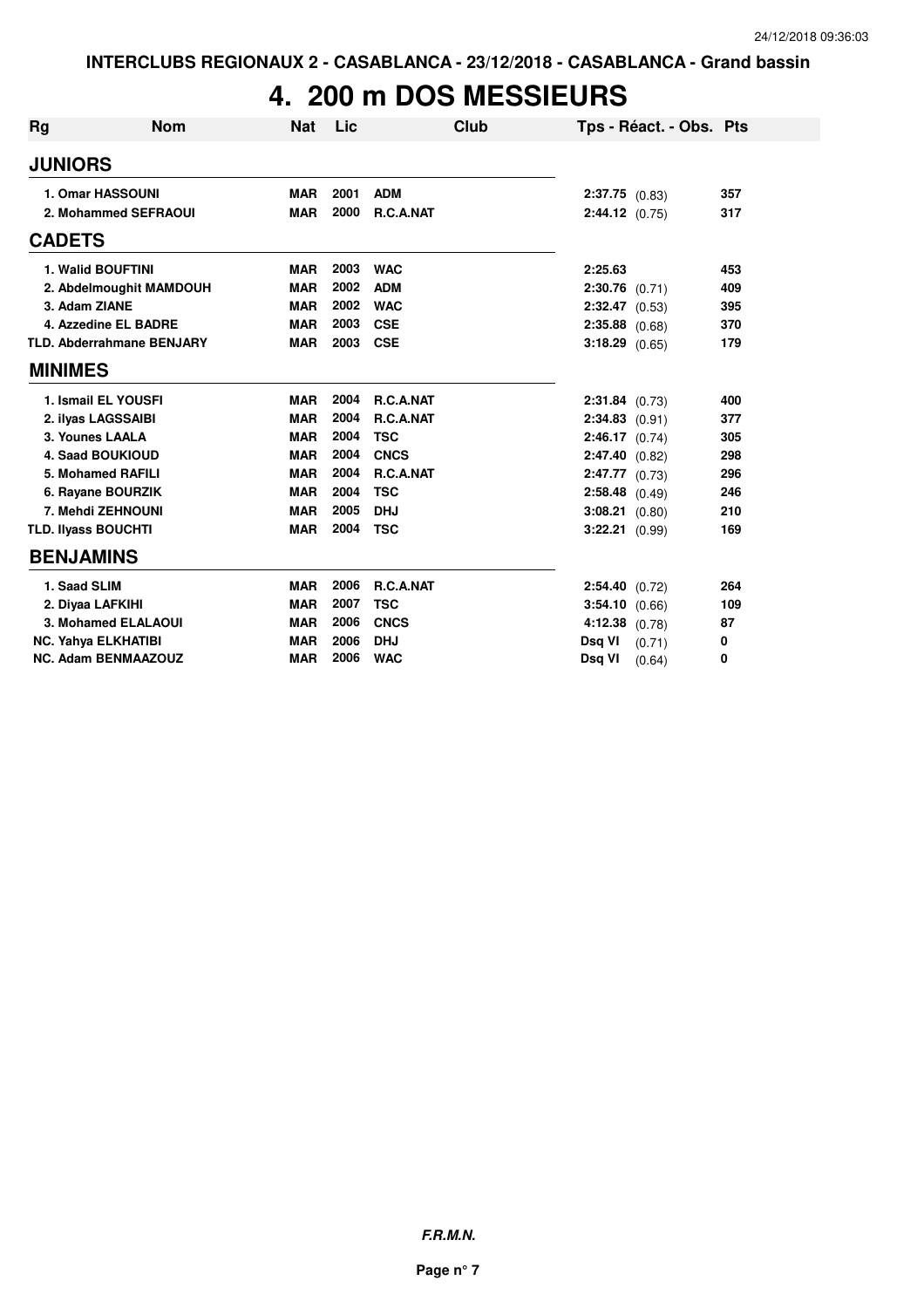INTERCLUBS REGIONAUX 2 - CASABLANCA - 23/12/2018 - CASABLANCA - Grand bassin

# 4. 200 m DOS MESSIEURS

| Rg | Nom | Nat | Lic | Club | Tps - Réact. - Obs. | Pts |
|---|---|---|---|---|---|---|
| **JUNIORS** | | | | | | |
| 1. | Omar HASSOUNI | MAR | 2001 | ADM | 2:37.75 (0.83) | 357 |
| 2. | Mohammed SEFRAOUI | MAR | 2000 | R.C.A.NAT | 2:44.12 (0.75) | 317 |
| **CADETS** | | | | | | |
| 1. | Walid BOUFTINI | MAR | 2003 | WAC | 2:25.63 | 453 |
| 2. | Abdelmoughit MAMDOUH | MAR | 2002 | ADM | 2:30.76 (0.71) | 409 |
| 3. | Adam ZIANE | MAR | 2002 | WAC | 2:32.47 (0.53) | 395 |
| 4. | Azzedine EL BADRE | MAR | 2003 | CSE | 2:35.88 (0.68) | 370 |
| TLD. | Abderrahmane BENJARY | MAR | 2003 | CSE | 3:18.29 (0.65) | 179 |
| **MINIMES** | | | | | | |
| 1. | Ismail EL YOUSFI | MAR | 2004 | R.C.A.NAT | 2:31.84 (0.73) | 400 |
| 2. | ilyas LAGSSAIBI | MAR | 2004 | R.C.A.NAT | 2:34.83 (0.91) | 377 |
| 3. | Younes LAALA | MAR | 2004 | TSC | 2:46.17 (0.74) | 305 |
| 4. | Saad BOUKIOUD | MAR | 2004 | CNCS | 2:47.40 (0.82) | 298 |
| 5. | Mohamed RAFILI | MAR | 2004 | R.C.A.NAT | 2:47.77 (0.73) | 296 |
| 6. | Rayane BOURZIK | MAR | 2004 | TSC | 2:58.48 (0.49) | 246 |
| 7. | Mehdi ZEHNOUNI | MAR | 2005 | DHJ | 3:08.21 (0.80) | 210 |
| TLD. | Ilyass BOUCHTI | MAR | 2004 | TSC | 3:22.21 (0.99) | 169 |
| **BENJAMINS** | | | | | | |
| 1. | Saad SLIM | MAR | 2006 | R.C.A.NAT | 2:54.40 (0.72) | 264 |
| 2. | Diyaa LAFKIHI | MAR | 2007 | TSC | 3:54.10 (0.66) | 109 |
| 3. | Mohamed ELALAOUI | MAR | 2006 | CNCS | 4:12.38 (0.78) | 87 |
| NC. | Yahya ELKHATIBI | MAR | 2006 | DHJ | Dsq VI (0.71) | 0 |
| NC. | Adam BENMAAZOUZ | MAR | 2006 | WAC | Dsq VI (0.64) | 0 |

**F.R.M.N.**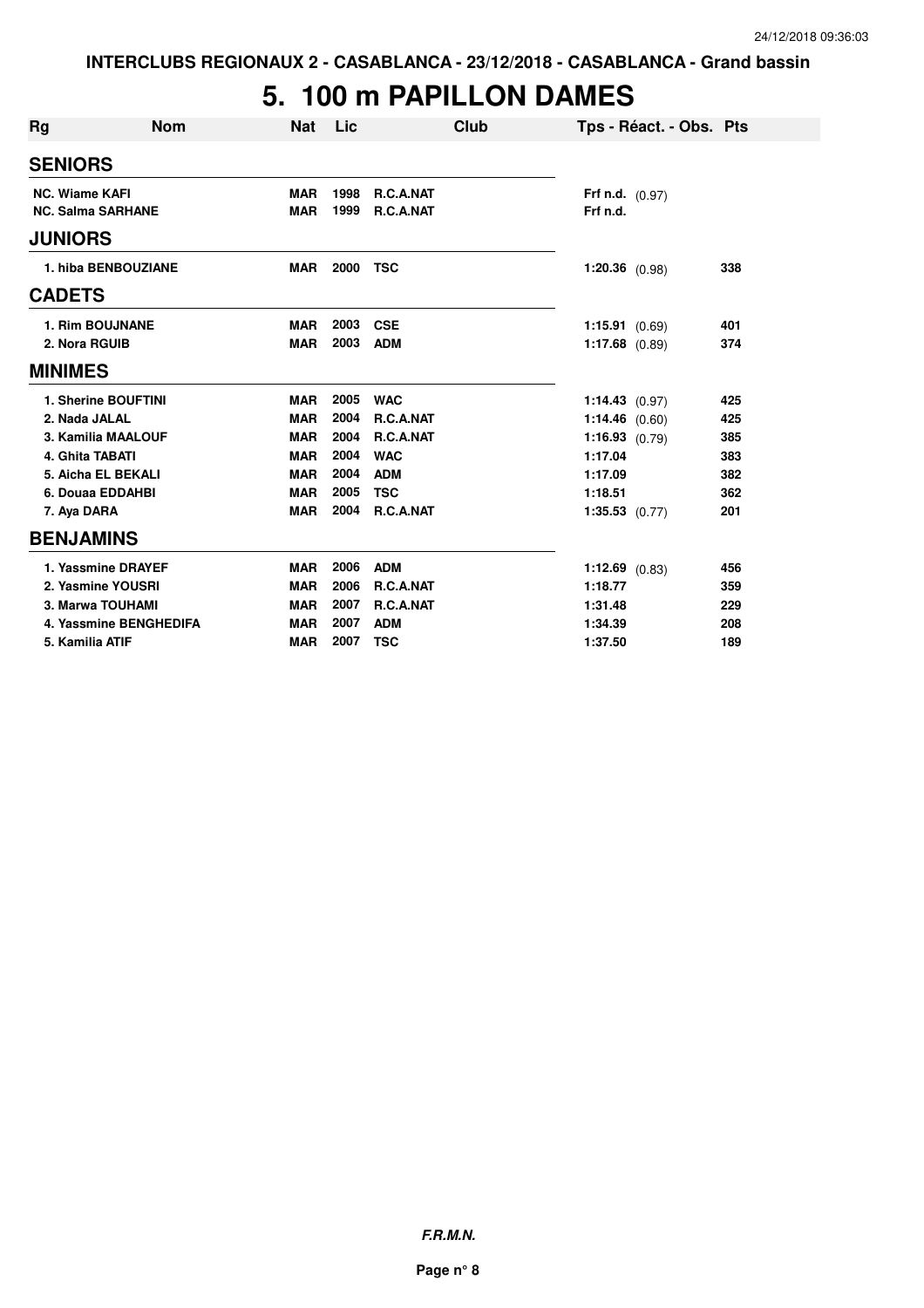# 5. 100 m PAPILLON DAMES

| Rg | Nom | Nat | Lic | Club | Tps - Réact. - Obs. | Pts |
|---|---|---|---|---|---|---|
| **SENIORS** | | | | | | |
| NC. | Wiame KAFI | MAR | 1998 | R.C.A.NAT | Frf n.d. (0.97) | |
| NC. | Salma SARHANE | MAR | 1999 | R.C.A.NAT | Frf n.d. | |
| **JUNIORS** | | | | | | |
| 1. | hiba BENBOUZIANE | MAR | 2000 | TSC | 1:20.36 (0.98) | 338 |
| **CADETS** | | | | | | |
| 1. | Rim BOUJNANE | MAR | 2003 | CSE | 1:15.91 (0.69) | 401 |
| 2. | Nora RGUIB | MAR | 2003 | ADM | 1:17.68 (0.89) | 374 |
| **MINIMES** | | | | | | |
| 1. | Sherine BOUFTINI | MAR | 2005 | WAC | 1:14.43 (0.97) | 425 |
| 2. | Nada JALAL | MAR | 2004 | R.C.A.NAT | 1:14.46 (0.60) | 425 |
| 3. | Kamilia MAALOUF | MAR | 2004 | R.C.A.NAT | 1:16.93 (0.79) | 385 |
| 4. | Ghita TABATI | MAR | 2004 | WAC | 1:17.04 | 383 |
| 5. | Aicha EL BEKALI | MAR | 2004 | ADM | 1:17.09 | 382 |
| 6. | Douaa EDDAHBI | MAR | 2005 | TSC | 1:18.51 | 362 |
| 7. | Aya DARA | MAR | 2004 | R.C.A.NAT | 1:35.53 (0.77) | 201 |
| **BENJAMINS** | | | | | | |
| 1. | Yassmine DRAYEF | MAR | 2006 | ADM | 1:12.69 (0.83) | 456 |
| 2. | Yasmine YOUSRI | MAR | 2006 | R.C.A.NAT | 1:18.77 | 359 |
| 3. | Marwa TOUHAMI | MAR | 2007 | R.C.A.NAT | 1:31.48 | 229 |
| 4. | Yassmine BENGHEDIFA | MAR | 2007 | ADM | 1:34.39 | 208 |
| 5. | Kamilia ATIF | MAR | 2007 | TSC | 1:37.50 | 189 |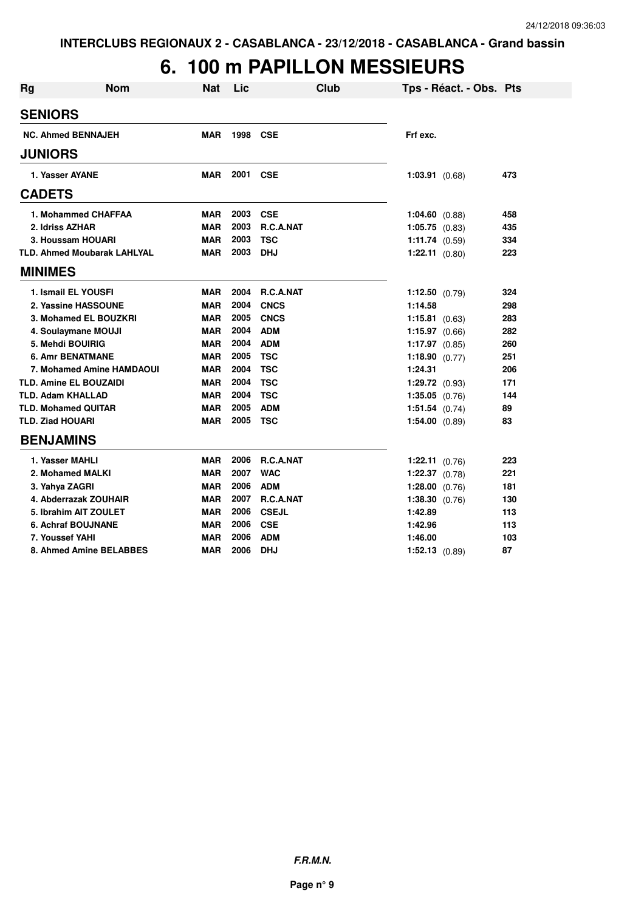INTERCLUBS REGIONAUX 2 - CASABLANCA - 23/12/2018 - CASABLANCA - Grand bassin

# 6. 100 m PAPILLON MESSIEURS

| Rg | Nom | Nat | Lic | Club | Tps - Réact. - Obs. | Pts |
|---|---|---|---|---|---|---|
| **SENIORS** | | | | | | |
| NC. | Ahmed BENNAJEH | MAR | 1998 | CSE | Frf exc. | |
| **JUNIORS** | | | | | | |
| 1. | Yasser AYANE | MAR | 2001 | CSE | 1:03.91 (0.68) | 473 |
| **CADETS** | | | | | | |
| 1. | Mohammed CHAFFAA | MAR | 2003 | CSE | 1:04.60 (0.88) | 458 |
| 2. | Idriss AZHAR | MAR | 2003 | R.C.A.NAT | 1:05.75 (0.83) | 435 |
| 3. | Houssam HOUARI | MAR | 2003 | TSC | 1:11.74 (0.59) | 334 |
| TLD. | Ahmed Moubarak LAHLYAL | MAR | 2003 | DHJ | 1:22.11 (0.80) | 223 |
| **MINIMES** | | | | | | |
| 1. | Ismail EL YOUSFI | MAR | 2004 | R.C.A.NAT | 1:12.50 (0.79) | 324 |
| 2. | Yassine HASSOUNE | MAR | 2004 | CNCS | 1:14.58 | 298 |
| 3. | Mohamed EL BOUZKRI | MAR | 2005 | CNCS | 1:15.81 (0.63) | 283 |
| 4. | Soulaymane MOUJI | MAR | 2004 | ADM | 1:15.97 (0.66) | 282 |
| 5. | Mehdi BOUIRIG | MAR | 2004 | ADM | 1:17.97 (0.85) | 260 |
| 6. | Amr BENATMANE | MAR | 2005 | TSC | 1:18.90 (0.77) | 251 |
| 7. | Mohamed Amine HAMDAOUI | MAR | 2004 | TSC | 1:24.31 | 206 |
| TLD. | Amine EL BOUZAIDI | MAR | 2004 | TSC | 1:29.72 (0.93) | 171 |
| TLD. | Adam KHALLAD | MAR | 2004 | TSC | 1:35.05 (0.76) | 144 |
| TLD. | Mohamed QUITAR | MAR | 2005 | ADM | 1:51.54 (0.74) | 89 |
| TLD. | Ziad HOUARI | MAR | 2005 | TSC | 1:54.00 (0.89) | 83 |
| **BENJAMINS** | | | | | | |
| 1. | Yasser MAHLI | MAR | 2006 | R.C.A.NAT | 1:22.11 (0.76) | 223 |
| 2. | Mohamed MALKI | MAR | 2007 | WAC | 1:22.37 (0.78) | 221 |
| 3. | Yahya ZAGRI | MAR | 2006 | ADM | 1:28.00 (0.76) | 181 |
| 4. | Abderrazak ZOUHAIR | MAR | 2007 | R.C.A.NAT | 1:38.30 (0.76) | 130 |
| 5. | Ibrahim AIT ZOULET | MAR | 2006 | CSEJL | 1:42.89 | 113 |
| 6. | Achraf BOUJNANE | MAR | 2006 | CSE | 1:42.96 | 113 |
| 7. | Youssef YAHI | MAR | 2006 | ADM | 1:46.00 | 103 |
| 8. | Ahmed Amine BELABBES | MAR | 2006 | DHJ | 1:52.13 (0.89) | 87 |

***F.R.M.N.***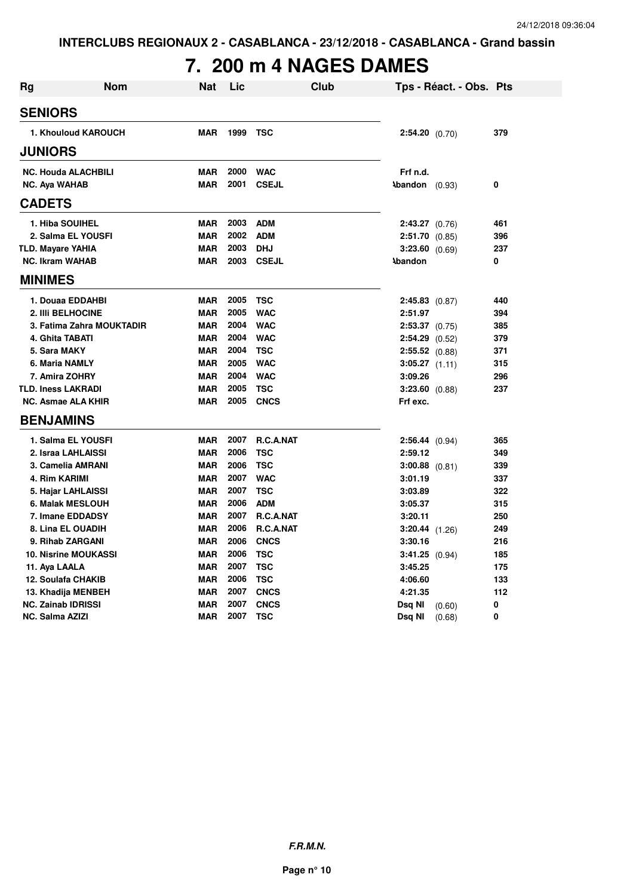INTERCLUBS REGIONAUX 2 - CASABLANCA - 23/12/2018 - CASABLANCA - Grand bassin

# 7. 200 m 4 NAGES DAMES

| Rg | Nom | Nat | Lic | Club | Tps - Réact. - Obs. | Pts |
|---|---|---|---|---|---|---|
| **SENIORS** | | | | | | |
| 1. | Khouloud KAROUCH | MAR | 1999 | TSC | 2:54.20 (0.70) | 379 |
| **JUNIORS** | | | | | | |
| NC. | Houda ALACHBILI | MAR | 2000 | WAC | Frf n.d. | |
| NC. | Aya WAHAB | MAR | 2001 | CSEJL | Abandon (0.93) | 0 |
| **CADETS** | | | | | | |
| 1. | Hiba SOUIHEL | MAR | 2003 | ADM | 2:43.27 (0.76) | 461 |
| 2. | Salma EL YOUSFI | MAR | 2002 | ADM | 2:51.70 (0.85) | 396 |
| TLD. | Mayare YAHIA | MAR | 2003 | DHJ | 3:23.60 (0.69) | 237 |
| NC. | Ikram WAHAB | MAR | 2003 | CSEJL | Abandon | 0 |
| **MINIMES** | | | | | | |
| 1. | Douaa EDDAHBI | MAR | 2005 | TSC | 2:45.83 (0.87) | 440 |
| 2. | Illi BELHOCINE | MAR | 2005 | WAC | 2:51.97 | 394 |
| 3. | Fatima Zahra MOUKTADIR | MAR | 2004 | WAC | 2:53.37 (0.75) | 385 |
| 4. | Ghita TABATI | MAR | 2004 | WAC | 2:54.29 (0.52) | 379 |
| 5. | Sara MAKY | MAR | 2004 | TSC | 2:55.52 (0.88) | 371 |
| 6. | Maria NAMLY | MAR | 2005 | WAC | 3:05.27 (1.11) | 315 |
| 7. | Amira ZOHRY | MAR | 2004 | WAC | 3:09.26 | 296 |
| TLD. | Iness LAKRADI | MAR | 2005 | TSC | 3:23.60 (0.88) | 237 |
| NC. | Asmae ALA KHIR | MAR | 2005 | CNCS | Frf exc. | |
| **BENJAMINS** | | | | | | |
| 1. | Salma EL YOUSFI | MAR | 2007 | R.C.A.NAT | 2:56.44 (0.94) | 365 |
| 2. | Israa LAHLAISSI | MAR | 2006 | TSC | 2:59.12 | 349 |
| 3. | Camelia AMRANI | MAR | 2006 | TSC | 3:00.88 (0.81) | 339 |
| 4. | Rim KARIMI | MAR | 2007 | WAC | 3:01.19 | 337 |
| 5. | Hajar LAHLAISSI | MAR | 2007 | TSC | 3:03.89 | 322 |
| 6. | Malak MESLOUH | MAR | 2006 | ADM | 3:05.37 | 315 |
| 7. | Imane EDDADSY | MAR | 2007 | R.C.A.NAT | 3:20.11 | 250 |
| 8. | Lina EL OUADIH | MAR | 2006 | R.C.A.NAT | 3:20.44 (1.26) | 249 |
| 9. | Rihab ZARGANI | MAR | 2006 | CNCS | 3:30.16 | 216 |
| 10. | Nisrine MOUKASSI | MAR | 2006 | TSC | 3:41.25 (0.94) | 185 |
| 11. | Aya LAALA | MAR | 2007 | TSC | 3:45.25 | 175 |
| 12. | Soulafa CHAKIB | MAR | 2006 | TSC | 4:06.60 | 133 |
| 13. | Khadija MENBEH | MAR | 2007 | CNCS | 4:21.35 | 112 |
| NC. | Zainab IDRISSI | MAR | 2007 | CNCS | Dsq NI (0.60) | 0 |
| NC. | Salma AZIZI | MAR | 2007 | TSC | Dsq NI (0.68) | 0 |

***F.R.M.N.***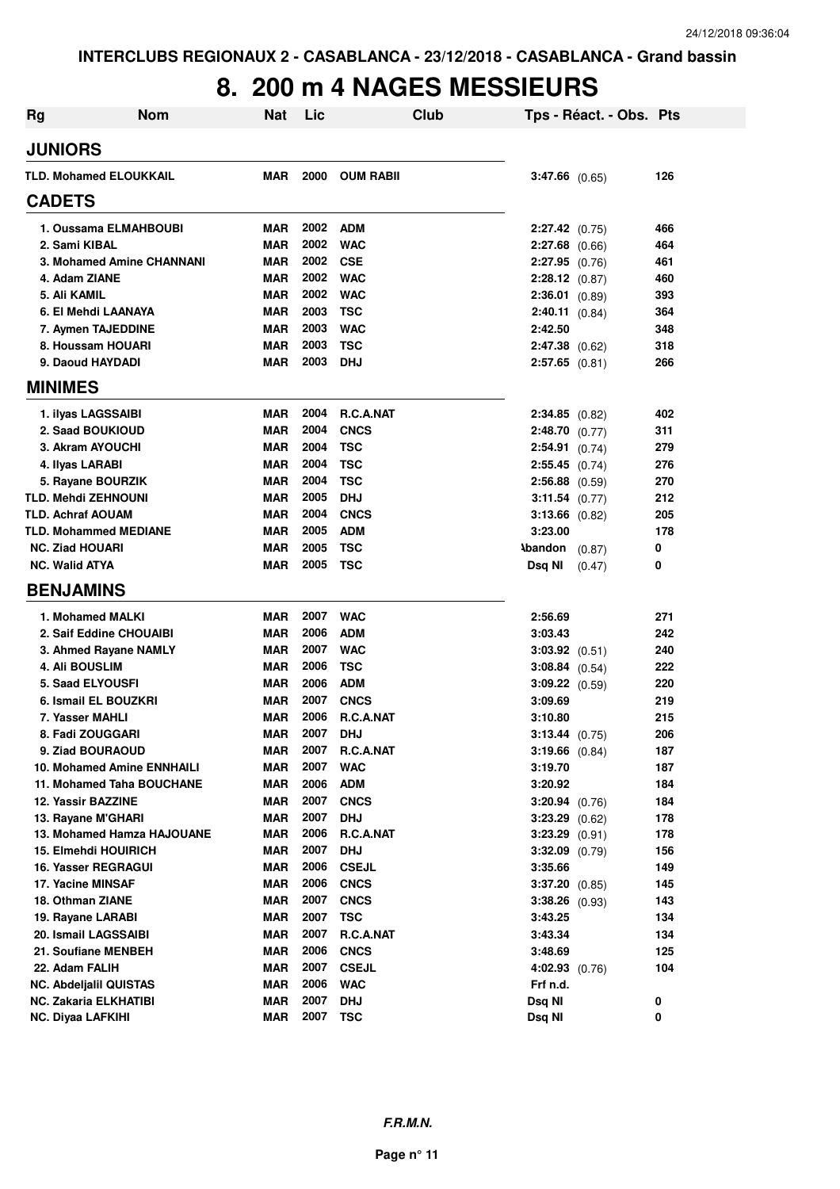INTERCLUBS REGIONAUX 2 - CASABLANCA - 23/12/2018 - CASABLANCA - Grand bassin

# 8. 200 m 4 NAGES MESSIEURS

| Rg | Nom | Nat | Lic | Club | Tps - Réact. - Obs. | Pts |
|---|---|---|---|---|---|---|
| **JUNIORS** | | | | | | |
| TLD. Mohamed ELOUKKAIL | | MAR | 2000 | OUM RABII | 3:47.66 (0.65) | 126 |
| **CADETS** | | | | | | |
| 1. Oussama ELMAHBOUBI | | MAR | 2002 | ADM | 2:27.42 (0.75) | 466 |
| 2. Sami KIBAL | | MAR | 2002 | WAC | 2:27.68 (0.66) | 464 |
| 3. Mohamed Amine CHANNANI | | MAR | 2002 | CSE | 2:27.95 (0.76) | 461 |
| 4. Adam ZIANE | | MAR | 2002 | WAC | 2:28.12 (0.87) | 460 |
| 5. Ali KAMIL | | MAR | 2002 | WAC | 2:36.01 (0.89) | 393 |
| 6. El Mehdi LAANAYA | | MAR | 2003 | TSC | 2:40.11 (0.84) | 364 |
| 7. Aymen TAJEDDINE | | MAR | 2003 | WAC | 2:42.50 | 348 |
| 8. Houssam HOUARI | | MAR | 2003 | TSC | 2:47.38 (0.62) | 318 |
| 9. Daoud HAYDADI | | MAR | 2003 | DHJ | 2:57.65 (0.81) | 266 |
| **MINIMES** | | | | | | |
| 1. ilyas LAGSSAIBI | | MAR | 2004 | R.C.A.NAT | 2:34.85 (0.82) | 402 |
| 2. Saad BOUKIOUD | | MAR | 2004 | CNCS | 2:48.70 (0.77) | 311 |
| 3. Akram AYOUCHI | | MAR | 2004 | TSC | 2:54.91 (0.74) | 279 |
| 4. Ilyas LARABI | | MAR | 2004 | TSC | 2:55.45 (0.74) | 276 |
| 5. Rayane BOURZIK | | MAR | 2004 | TSC | 2:56.88 (0.59) | 270 |
| TLD. Mehdi ZEHNOUNI | | MAR | 2005 | DHJ | 3:11.54 (0.77) | 212 |
| TLD. Achraf AOUAM | | MAR | 2004 | CNCS | 3:13.66 (0.82) | 205 |
| TLD. Mohammed MEDIANE | | MAR | 2005 | ADM | 3:23.00 | 178 |
| NC. Ziad HOUARI | | MAR | 2005 | TSC | Abandon (0.87) | 0 |
| NC. Walid ATYA | | MAR | 2005 | TSC | Dsq NI (0.47) | 0 |
| **BENJAMINS** | | | | | | |
| 1. Mohamed MALKI | | MAR | 2007 | WAC | 2:56.69 | 271 |
| 2. Saif Eddine CHOUAIBI | | MAR | 2006 | ADM | 3:03.43 | 242 |
| 3. Ahmed Rayane NAMLY | | MAR | 2007 | WAC | 3:03.92 (0.51) | 240 |
| 4. Ali BOUSLIM | | MAR | 2006 | TSC | 3:08.84 (0.54) | 222 |
| 5. Saad ELYOUSFI | | MAR | 2006 | ADM | 3:09.22 (0.59) | 220 |
| 6. Ismail EL BOUZKRI | | MAR | 2007 | CNCS | 3:09.69 | 219 |
| 7. Yasser MAHLI | | MAR | 2006 | R.C.A.NAT | 3:10.80 | 215 |
| 8. Fadi ZOUGGARI | | MAR | 2007 | DHJ | 3:13.44 (0.75) | 206 |
| 9. Ziad BOURAOUD | | MAR | 2007 | R.C.A.NAT | 3:19.66 (0.84) | 187 |
| 10. Mohamed Amine ENNHAILI | | MAR | 2007 | WAC | 3:19.70 | 187 |
| 11. Mohamed Taha BOUCHANE | | MAR | 2006 | ADM | 3:20.92 | 184 |
| 12. Yassir BAZZINE | | MAR | 2007 | CNCS | 3:20.94 (0.76) | 184 |
| 13. Rayane M'GHARI | | MAR | 2007 | DHJ | 3:23.29 (0.62) | 178 |
| 13. Mohamed Hamza HAJOUANE | | MAR | 2006 | R.C.A.NAT | 3:23.29 (0.91) | 178 |
| 15. Elmehdi HOUIRICH | | MAR | 2007 | DHJ | 3:32.09 (0.79) | 156 |
| 16. Yasser REGRAGUI | | MAR | 2006 | CSEJL | 3:35.66 | 149 |
| 17. Yacine MINSAF | | MAR | 2006 | CNCS | 3:37.20 (0.85) | 145 |
| 18. Othman ZIANE | | MAR | 2007 | CNCS | 3:38.26 (0.93) | 143 |
| 19. Rayane LARABI | | MAR | 2007 | TSC | 3:43.25 | 134 |
| 20. Ismail LAGSSAIBI | | MAR | 2007 | R.C.A.NAT | 3:43.34 | 134 |
| 21. Soufiane MENBEH | | MAR | 2006 | CNCS | 3:48.69 | 125 |
| 22. Adam FALIH | | MAR | 2007 | CSEJL | 4:02.93 (0.76) | 104 |
| NC. Abdeljalil QUISTAS | | MAR | 2006 | WAC | Frf n.d. | |
| NC. Zakaria ELKHATIBI | | MAR | 2007 | DHJ | Dsq NI | 0 |
| NC. Diyaa LAFKIHI | | MAR | 2007 | TSC | Dsq NI | 0 |

*F.R.M.N.*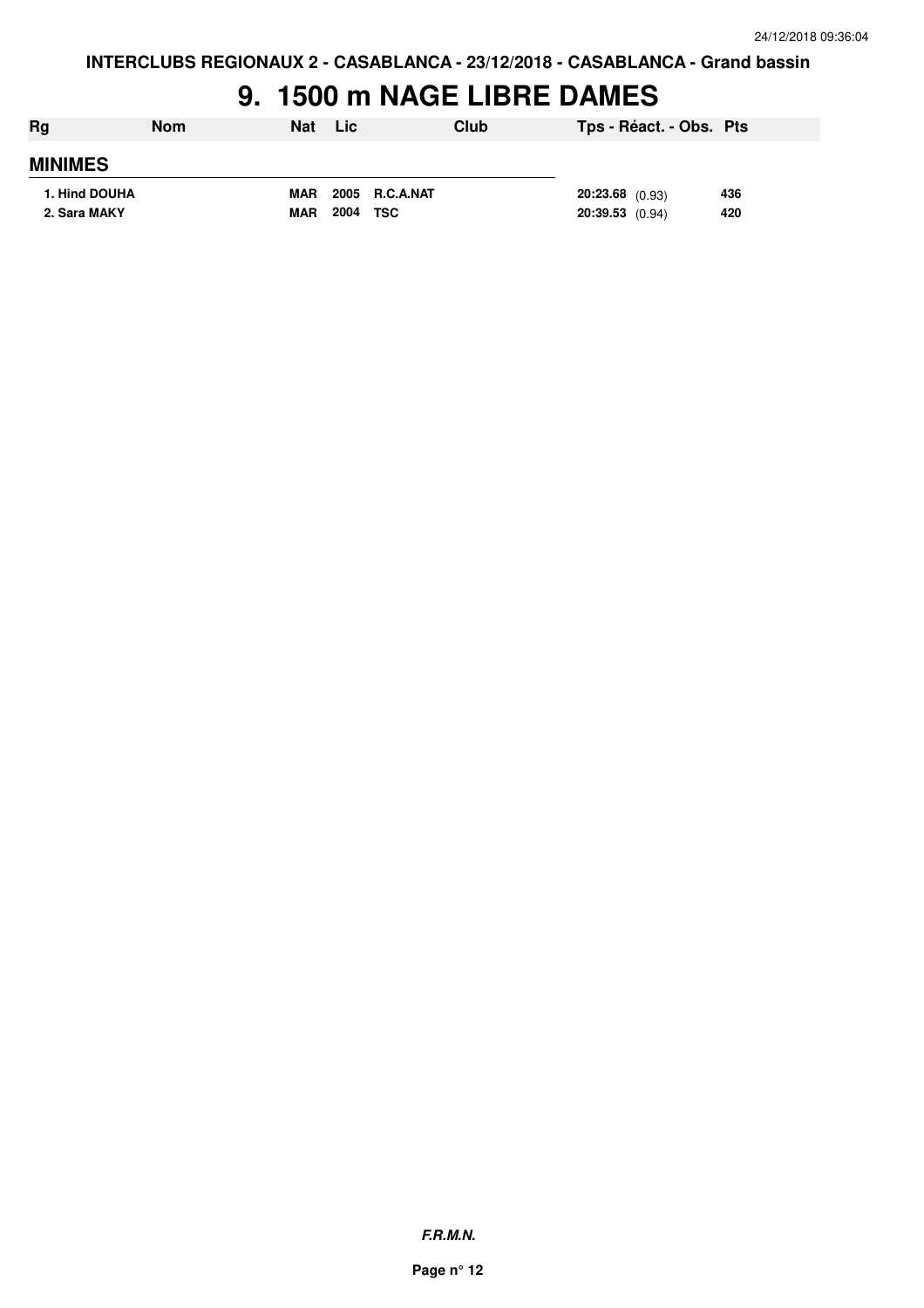# 9. 1500 m NAGE LIBRE DAMES

| Rg | Nom | Nat | Lic | Club | Tps - Réact. - Obs. | Pts |
|---|---|---|---|---|---|---|
| **MINIMES** | | | | | | |
| 1. Hind DOUHA | | MAR | 2005 | R.C.A.NAT | **20:23.68** (0.93) | 436 |
| 2. Sara MAKY | | MAR | 2004 | TSC | **20:39.53** (0.94) | 420 |

***F.R.M.N.***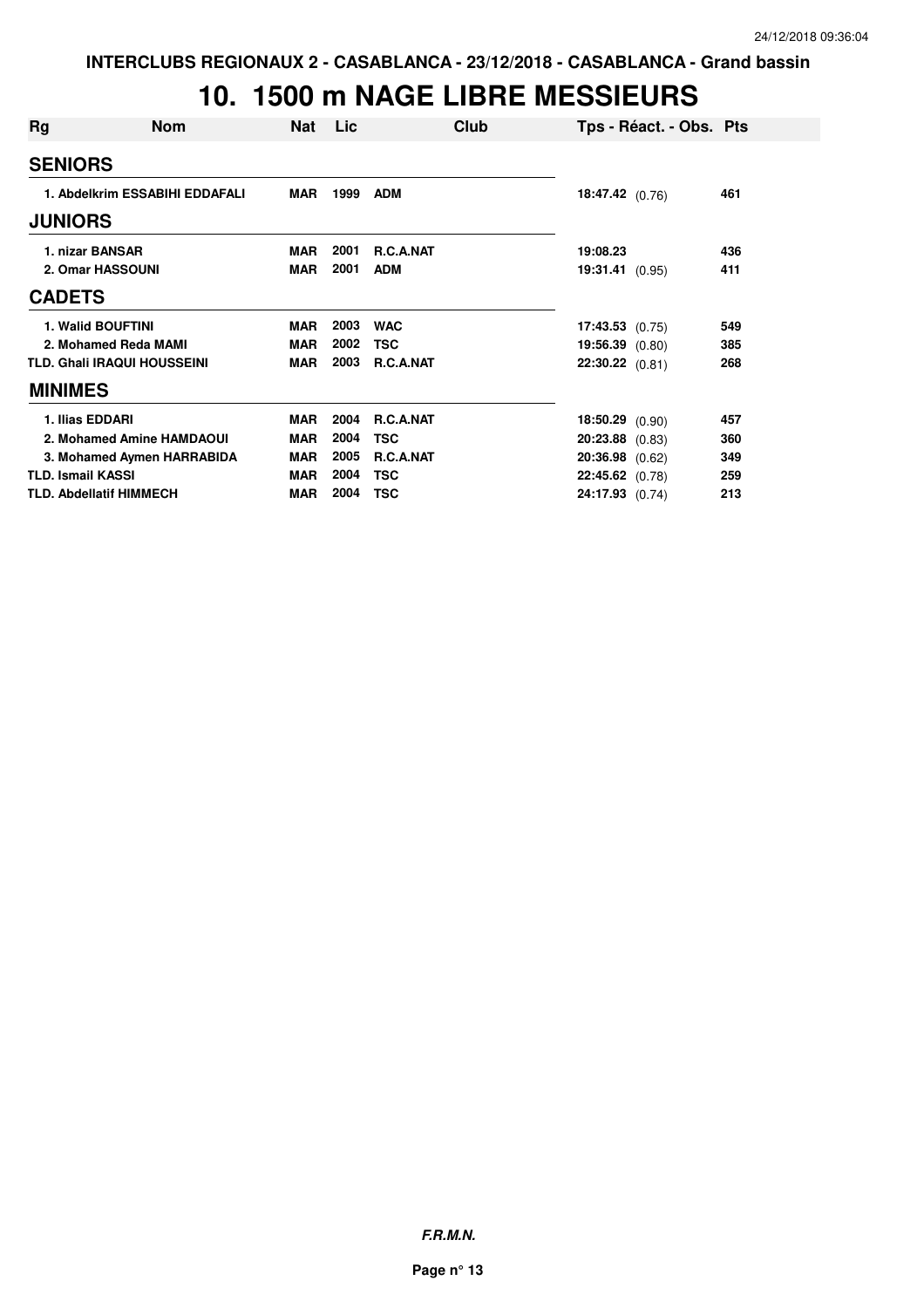INTERCLUBS REGIONAUX 2 - CASABLANCA - 23/12/2018 - CASABLANCA - Grand bassin

# 10. 1500 m NAGE LIBRE MESSIEURS

| Rg | Nom | Nat | Lic | Club | Tps - Réact. - Obs. | Pts |
|---|---|---|---|---|---|---|
| **SENIORS** | | | | | | |
| 1. | Abdelkrim ESSABIHI EDDAFALI | MAR | 1999 | ADM | 18:47.42 (0.76) | 461 |
| **JUNIORS** | | | | | | |
| 1. | nizar BANSAR | MAR | 2001 | R.C.A.NAT | 19:08.23 | 436 |
| 2. | Omar HASSOUNI | MAR | 2001 | ADM | 19:31.41 (0.95) | 411 |
| **CADETS** | | | | | | |
| 1. | Walid BOUFTINI | MAR | 2003 | WAC | 17:43.53 (0.75) | 549 |
| 2. | Mohamed Reda MAMI | MAR | 2002 | TSC | 19:56.39 (0.80) | 385 |
| TLD. | Ghali IRAQUI HOUSSEINI | MAR | 2003 | R.C.A.NAT | 22:30.22 (0.81) | 268 |
| **MINIMES** | | | | | | |
| 1. | Ilias EDDARI | MAR | 2004 | R.C.A.NAT | 18:50.29 (0.90) | 457 |
| 2. | Mohamed Amine HAMDAOUI | MAR | 2004 | TSC | 20:23.88 (0.83) | 360 |
| 3. | Mohamed Aymen HARRABIDA | MAR | 2005 | R.C.A.NAT | 20:36.98 (0.62) | 349 |
| TLD. | Ismail KASSI | MAR | 2004 | TSC | 22:45.62 (0.78) | 259 |
| TLD. | Abdellatif HIMMECH | MAR | 2004 | TSC | 24:17.93 (0.74) | 213 |

*F.R.M.N.*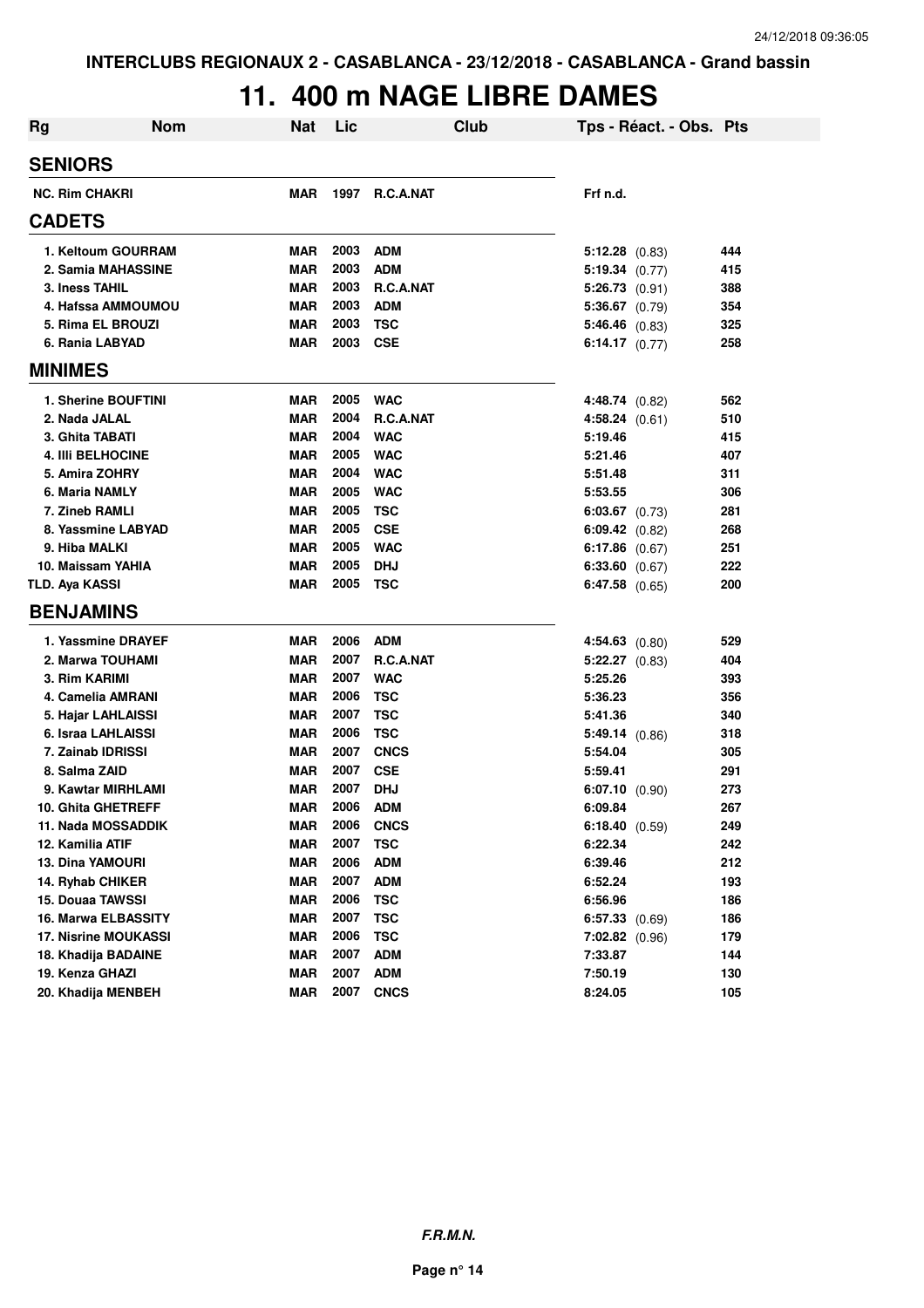INTERCLUBS REGIONAUX 2 - CASABLANCA - 23/12/2018 - CASABLANCA - Grand bassin

# 11. 400 m NAGE LIBRE DAMES

| Rg | Nom | Nat | Lic | Club | Tps - Réact. - Obs. | Pts |
|---|---|---|---|---|---|---|
| **SENIORS** | | | | | | |
| NC. | Rim CHAKRI | MAR | 1997 | R.C.A.NAT | Frf n.d. | |
| **CADETS** | | | | | | |
| 1. | Keltoum GOURRAM | MAR | 2003 | ADM | 5:12.28 (0.83) | 444 |
| 2. | Samia MAHASSINE | MAR | 2003 | ADM | 5:19.34 (0.77) | 415 |
| 3. | Iness TAHIL | MAR | 2003 | R.C.A.NAT | 5:26.73 (0.91) | 388 |
| 4. | Hafssa AMMOUMOU | MAR | 2003 | ADM | 5:36.67 (0.79) | 354 |
| 5. | Rima EL BROUZI | MAR | 2003 | TSC | 5:46.46 (0.83) | 325 |
| 6. | Rania LABYAD | MAR | 2003 | CSE | 6:14.17 (0.77) | 258 |
| **MINIMES** | | | | | | |
| 1. | Sherine BOUFTINI | MAR | 2005 | WAC | 4:48.74 (0.82) | 562 |
| 2. | Nada JALAL | MAR | 2004 | R.C.A.NAT | 4:58.24 (0.61) | 510 |
| 3. | Ghita TABATI | MAR | 2004 | WAC | 5:19.46 | 415 |
| 4. | Illi BELHOCINE | MAR | 2005 | WAC | 5:21.46 | 407 |
| 5. | Amira ZOHRY | MAR | 2004 | WAC | 5:51.48 | 311 |
| 6. | Maria NAMLY | MAR | 2005 | WAC | 5:53.55 | 306 |
| 7. | Zineb RAMLI | MAR | 2005 | TSC | 6:03.67 (0.73) | 281 |
| 8. | Yassmine LABYAD | MAR | 2005 | CSE | 6:09.42 (0.82) | 268 |
| 9. | Hiba MALKI | MAR | 2005 | WAC | 6:17.86 (0.67) | 251 |
| 10. | Maissam YAHIA | MAR | 2005 | DHJ | 6:33.60 (0.67) | 222 |
| TLD. | Aya KASSI | MAR | 2005 | TSC | 6:47.58 (0.65) | 200 |
| **BENJAMINS** | | | | | | |
| 1. | Yassmine DRAYEF | MAR | 2006 | ADM | 4:54.63 (0.80) | 529 |
| 2. | Marwa TOUHAMI | MAR | 2007 | R.C.A.NAT | 5:22.27 (0.83) | 404 |
| 3. | Rim KARIMI | MAR | 2007 | WAC | 5:25.26 | 393 |
| 4. | Camelia AMRANI | MAR | 2006 | TSC | 5:36.23 | 356 |
| 5. | Hajar LAHLAISSI | MAR | 2007 | TSC | 5:41.36 | 340 |
| 6. | Israa LAHLAISSI | MAR | 2006 | TSC | 5:49.14 (0.86) | 318 |
| 7. | Zainab IDRISSI | MAR | 2007 | CNCS | 5:54.04 | 305 |
| 8. | Salma ZAID | MAR | 2007 | CSE | 5:59.41 | 291 |
| 9. | Kawtar MIRHLAMI | MAR | 2007 | DHJ | 6:07.10 (0.90) | 273 |
| 10. | Ghita GHETREFF | MAR | 2006 | ADM | 6:09.84 | 267 |
| 11. | Nada MOSSADDIK | MAR | 2006 | CNCS | 6:18.40 (0.59) | 249 |
| 12. | Kamilia ATIF | MAR | 2007 | TSC | 6:22.34 | 242 |
| 13. | Dina YAMOURI | MAR | 2006 | ADM | 6:39.46 | 212 |
| 14. | Ryhab CHIKER | MAR | 2007 | ADM | 6:52.24 | 193 |
| 15. | Douaa TAWSSI | MAR | 2006 | TSC | 6:56.96 | 186 |
| 16. | Marwa ELBASSITY | MAR | 2007 | TSC | 6:57.33 (0.69) | 186 |
| 17. | Nisrine MOUKASSI | MAR | 2006 | TSC | 7:02.82 (0.96) | 179 |
| 18. | Khadija BADAINE | MAR | 2007 | ADM | 7:33.87 | 144 |
| 19. | Kenza GHAZI | MAR | 2007 | ADM | 7:50.19 | 130 |
| 20. | Khadija MENBEH | MAR | 2007 | CNCS | 8:24.05 | 105 |

*F.R.M.N.*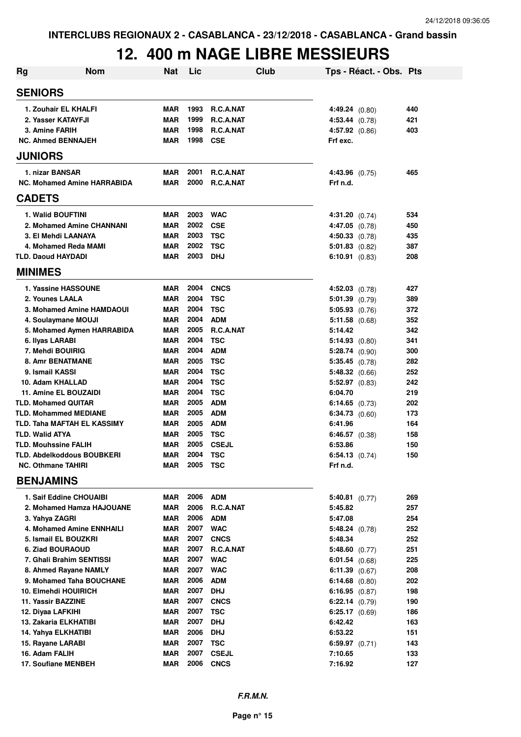INTERCLUBS REGIONAUX 2 - CASABLANCA - 23/12/2018 - CASABLANCA - Grand bassin

# 12. 400 m NAGE LIBRE MESSIEURS

| Rg | Nom | Nat | Lic | Club | Tps - Réact. - Obs. | Pts |
|---|---|---|---|---|---|---|
| **SENIORS** | | | | | | |
| 1. Zouhair EL KHALFI | | MAR | 1993 | R.C.A.NAT | 4:49.24 (0.80) | 440 |
| 2. Yasser KATAYFJI | | MAR | 1999 | R.C.A.NAT | 4:53.44 (0.78) | 421 |
| 3. Amine FARIH | | MAR | 1998 | R.C.A.NAT | 4:57.92 (0.86) | 403 |
| NC. Ahmed BENNAJEH | | MAR | 1998 | CSE | Frf exc. | |
| **JUNIORS** | | | | | | |
| 1. nizar BANSAR | | MAR | 2001 | R.C.A.NAT | 4:43.96 (0.75) | 465 |
| NC. Mohamed Amine HARRABIDA | | MAR | 2000 | R.C.A.NAT | Frf n.d. | |
| **CADETS** | | | | | | |
| 1. Walid BOUFTINI | | MAR | 2003 | WAC | 4:31.20 (0.74) | 534 |
| 2. Mohamed Amine CHANNANI | | MAR | 2002 | CSE | 4:47.05 (0.78) | 450 |
| 3. El Mehdi LAANAYA | | MAR | 2003 | TSC | 4:50.33 (0.78) | 435 |
| 4. Mohamed Reda MAMI | | MAR | 2002 | TSC | 5:01.83 (0.82) | 387 |
| TLD. Daoud HAYDADI | | MAR | 2003 | DHJ | 6:10.91 (0.83) | 208 |
| **MINIMES** | | | | | | |
| 1. Yassine HASSOUNE | | MAR | 2004 | CNCS | 4:52.03 (0.78) | 427 |
| 2. Younes LAALA | | MAR | 2004 | TSC | 5:01.39 (0.79) | 389 |
| 3. Mohamed Amine HAMDAOUI | | MAR | 2004 | TSC | 5:05.93 (0.76) | 372 |
| 4. Soulaymane MOUJI | | MAR | 2004 | ADM | 5:11.58 (0.68) | 352 |
| 5. Mohamed Aymen HARRABIDA | | MAR | 2005 | R.C.A.NAT | 5:14.42 | 342 |
| 6. Ilyas LARABI | | MAR | 2004 | TSC | 5:14.93 (0.80) | 341 |
| 7. Mehdi BOUIRIG | | MAR | 2004 | ADM | 5:28.74 (0.90) | 300 |
| 8. Amr BENATMANE | | MAR | 2005 | TSC | 5:35.45 (0.78) | 282 |
| 9. Ismail KASSI | | MAR | 2004 | TSC | 5:48.32 (0.66) | 252 |
| 10. Adam KHALLAD | | MAR | 2004 | TSC | 5:52.97 (0.83) | 242 |
| 11. Amine EL BOUZAIDI | | MAR | 2004 | TSC | 6:04.70 | 219 |
| TLD. Mohamed QUITAR | | MAR | 2005 | ADM | 6:14.65 (0.73) | 202 |
| TLD. Mohammed MEDIANE | | MAR | 2005 | ADM | 6:34.73 (0.60) | 173 |
| TLD. Taha MAFTAH EL KASSIMY | | MAR | 2005 | ADM | 6:41.96 | 164 |
| TLD. Walid ATYA | | MAR | 2005 | TSC | 6:46.57 (0.38) | 158 |
| TLD. Mouhssine FALIH | | MAR | 2005 | CSEJL | 6:53.86 | 150 |
| TLD. Abdelkoddous BOUBKERI | | MAR | 2004 | TSC | 6:54.13 (0.74) | 150 |
| NC. Othmane TAHIRI | | MAR | 2005 | TSC | Frf n.d. | |
| **BENJAMINS** | | | | | | |
| 1. Saif Eddine CHOUAIBI | | MAR | 2006 | ADM | 5:40.81 (0.77) | 269 |
| 2. Mohamed Hamza HAJOUANE | | MAR | 2006 | R.C.A.NAT | 5:45.82 | 257 |
| 3. Yahya ZAGRI | | MAR | 2006 | ADM | 5:47.08 | 254 |
| 4. Mohamed Amine ENNHAILI | | MAR | 2007 | WAC | 5:48.24 (0.78) | 252 |
| 5. Ismail EL BOUZKRI | | MAR | 2007 | CNCS | 5:48.34 | 252 |
| 6. Ziad BOURAOUD | | MAR | 2007 | R.C.A.NAT | 5:48.60 (0.77) | 251 |
| 7. Ghali Brahim SENTISSI | | MAR | 2007 | WAC | 6:01.54 (0.68) | 225 |
| 8. Ahmed Rayane NAMLY | | MAR | 2007 | WAC | 6:11.39 (0.67) | 208 |
| 9. Mohamed Taha BOUCHANE | | MAR | 2006 | ADM | 6:14.68 (0.80) | 202 |
| 10. Elmehdi HOUIRICH | | MAR | 2007 | DHJ | 6:16.95 (0.87) | 198 |
| 11. Yassir BAZZINE | | MAR | 2007 | CNCS | 6:22.14 (0.79) | 190 |
| 12. Diyaa LAFKIHI | | MAR | 2007 | TSC | 6:25.17 (0.69) | 186 |
| 13. Zakaria ELKHATIBI | | MAR | 2007 | DHJ | 6:42.42 | 163 |
| 14. Yahya ELKHATIBI | | MAR | 2006 | DHJ | 6:53.22 | 151 |
| 15. Rayane LARABI | | MAR | 2007 | TSC | 6:59.97 (0.71) | 143 |
| 16. Adam FALIH | | MAR | 2007 | CSEJL | 7:10.65 | 133 |
| 17. Soufiane MENBEH | | MAR | 2006 | CNCS | 7:16.92 | 127 |

*F.R.M.N.*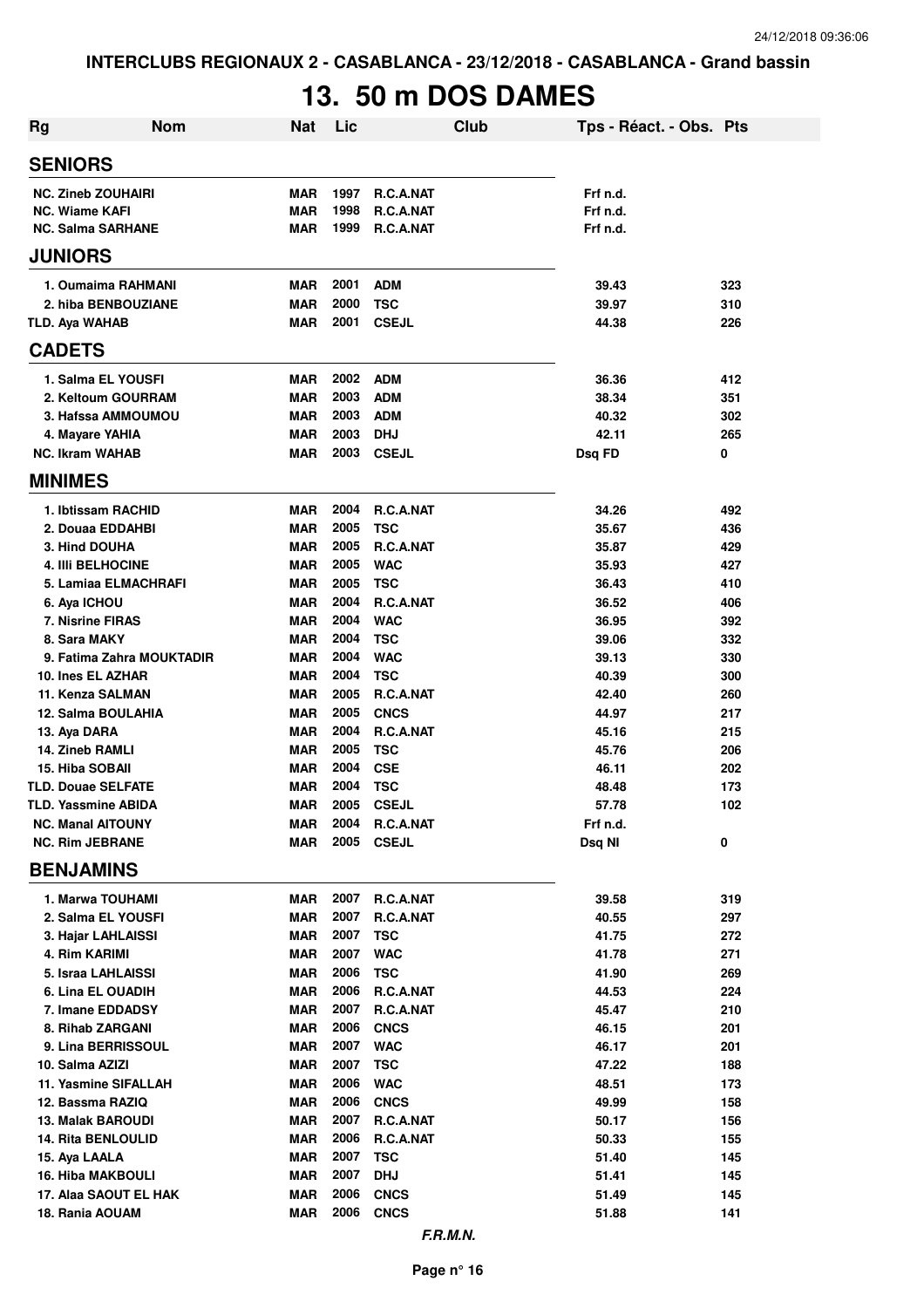INTERCLUBS REGIONAUX 2 - CASABLANCA - 23/12/2018 - CASABLANCA - Grand bassin

# 13. 50 m DOS DAMES

| Rg | Nom | Nat | Lic | Club | Tps - Réact. - Obs. | Pts |
|---|---|---|---|---|---|---|
| **SENIORS** | | | | | | |
| NC. Zineb ZOUHAIRI | | MAR | 1997 | R.C.A.NAT | Frf n.d. | |
| NC. Wiame KAFI | | MAR | 1998 | R.C.A.NAT | Frf n.d. | |
| NC. Salma SARHANE | | MAR | 1999 | R.C.A.NAT | Frf n.d. | |
| **JUNIORS** | | | | | | |
| 1. | Oumaima RAHMANI | MAR | 2001 | ADM | 39.43 | 323 |
| 2. | hiba BENBOUZIANE | MAR | 2000 | TSC | 39.97 | 310 |
| TLD. | Aya WAHAB | MAR | 2001 | CSEJL | 44.38 | 226 |
| **CADETS** | | | | | | |
| 1. | Salma EL YOUSFI | MAR | 2002 | ADM | 36.36 | 412 |
| 2. | Keltoum GOURRAM | MAR | 2003 | ADM | 38.34 | 351 |
| 3. | Hafssa AMMOUMOU | MAR | 2003 | ADM | 40.32 | 302 |
| 4. | Mayare YAHIA | MAR | 2003 | DHJ | 42.11 | 265 |
| NC. | Ikram WAHAB | MAR | 2003 | CSEJL | Dsq FD | 0 |
| **MINIMES** | | | | | | |
| 1. | Ibtissam RACHID | MAR | 2004 | R.C.A.NAT | 34.26 | 492 |
| 2. | Douaa EDDAHBI | MAR | 2005 | TSC | 35.67 | 436 |
| 3. | Hind DOUHA | MAR | 2005 | R.C.A.NAT | 35.87 | 429 |
| 4. | Illi BELHOCINE | MAR | 2005 | WAC | 35.93 | 427 |
| 5. | Lamiaa ELMACHRAFI | MAR | 2005 | TSC | 36.43 | 410 |
| 6. | Aya ICHOU | MAR | 2004 | R.C.A.NAT | 36.52 | 406 |
| 7. | Nisrine FIRAS | MAR | 2004 | WAC | 36.95 | 392 |
| 8. | Sara MAKY | MAR | 2004 | TSC | 39.06 | 332 |
| 9. | Fatima Zahra MOUKTADIR | MAR | 2004 | WAC | 39.13 | 330 |
| 10. | Ines EL AZHAR | MAR | 2004 | TSC | 40.39 | 300 |
| 11. | Kenza SALMAN | MAR | 2005 | R.C.A.NAT | 42.40 | 260 |
| 12. | Salma BOULAHIA | MAR | 2005 | CNCS | 44.97 | 217 |
| 13. | Aya DARA | MAR | 2004 | R.C.A.NAT | 45.16 | 215 |
| 14. | Zineb RAMLI | MAR | 2005 | TSC | 45.76 | 206 |
| 15. | Hiba SOBAII | MAR | 2004 | CSE | 46.11 | 202 |
| TLD. | Douae SELFATE | MAR | 2004 | TSC | 48.48 | 173 |
| TLD. | Yassmine ABIDA | MAR | 2005 | CSEJL | 57.78 | 102 |
| NC. | Manal AITOUNY | MAR | 2004 | R.C.A.NAT | Frf n.d. | |
| NC. | Rim JEBRANE | MAR | 2005 | CSEJL | Dsq NI | 0 |
| **BENJAMINS** | | | | | | |
| 1. | Marwa TOUHAMI | MAR | 2007 | R.C.A.NAT | 39.58 | 319 |
| 2. | Salma EL YOUSFI | MAR | 2007 | R.C.A.NAT | 40.55 | 297 |
| 3. | Hajar LAHLAISSI | MAR | 2007 | TSC | 41.75 | 272 |
| 4. | Rim KARIMI | MAR | 2007 | WAC | 41.78 | 271 |
| 5. | Israa LAHLAISSI | MAR | 2006 | TSC | 41.90 | 269 |
| 6. | Lina EL OUADIH | MAR | 2006 | R.C.A.NAT | 44.53 | 224 |
| 7. | Imane EDDADSY | MAR | 2007 | R.C.A.NAT | 45.47 | 210 |
| 8. | Rihab ZARGANI | MAR | 2006 | CNCS | 46.15 | 201 |
| 9. | Lina BERRISSOUL | MAR | 2007 | WAC | 46.17 | 201 |
| 10. | Salma AZIZI | MAR | 2007 | TSC | 47.22 | 188 |
| 11. | Yasmine SIFALLAH | MAR | 2006 | WAC | 48.51 | 173 |
| 12. | Bassma RAZIQ | MAR | 2006 | CNCS | 49.99 | 158 |
| 13. | Malak BAROUDI | MAR | 2007 | R.C.A.NAT | 50.17 | 156 |
| 14. | Rita BENLOULID | MAR | 2006 | R.C.A.NAT | 50.33 | 155 |
| 15. | Aya LAALA | MAR | 2007 | TSC | 51.40 | 145 |
| 16. | Hiba MAKBOULI | MAR | 2007 | DHJ | 51.41 | 145 |
| 17. | Alaa SAOUT EL HAK | MAR | 2006 | CNCS | 51.49 | 145 |
| 18. | Rania AOUAM | MAR | 2006 | CNCS | 51.88 | 141 |

*F.R.M.N.*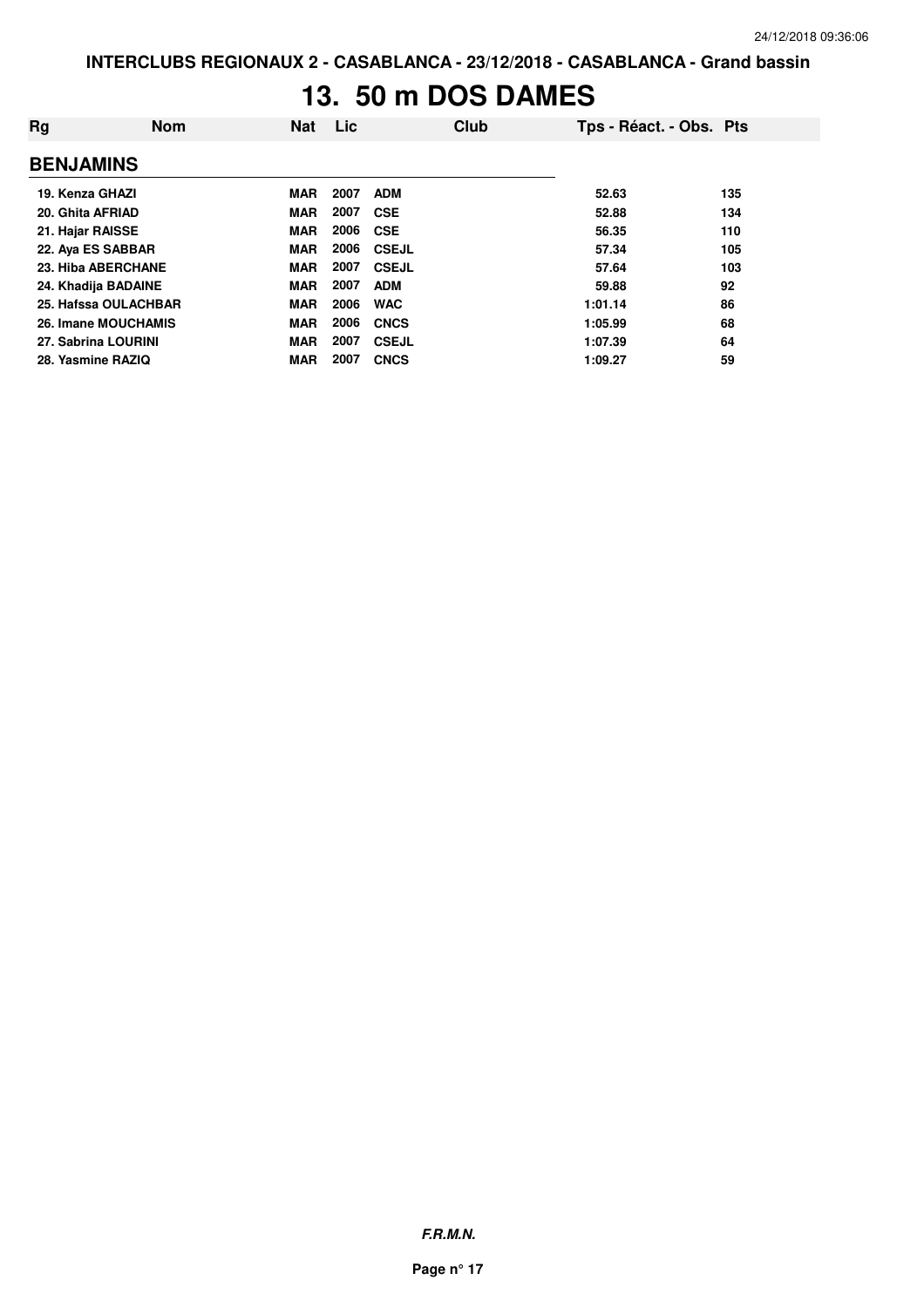INTERCLUBS REGIONAUX 2 - CASABLANCA - 23/12/2018 - CASABLANCA - Grand bassin

# 13. 50 m DOS DAMES

| Rg | Nom | Nat | Lic | Club | Tps - Réact. - Obs. | Pts |
|---|---|---|---|---|---|---|
| **BENJAMINS** | | | | | | |
| 19. Kenza GHAZI | | MAR | 2007 | ADM | 52.63 | 135 |
| 20. Ghita AFRIAD | | MAR | 2007 | CSE | 52.88 | 134 |
| 21. Hajar RAISSE | | MAR | 2006 | CSE | 56.35 | 110 |
| 22. Aya ES SABBAR | | MAR | 2006 | CSEJL | 57.34 | 105 |
| 23. Hiba ABERCHANE | | MAR | 2007 | CSEJL | 57.64 | 103 |
| 24. Khadija BADAINE | | MAR | 2007 | ADM | 59.88 | 92 |
| 25. Hafssa OULACHBAR | | MAR | 2006 | WAC | 1:01.14 | 86 |
| 26. Imane MOUCHAMIS | | MAR | 2006 | CNCS | 1:05.99 | 68 |
| 27. Sabrina LOURINI | | MAR | 2007 | CSEJL | 1:07.39 | 64 |
| 28. Yasmine RAZIQ | | MAR | 2007 | CNCS | 1:09.27 | 59 |

*F.R.M.N.*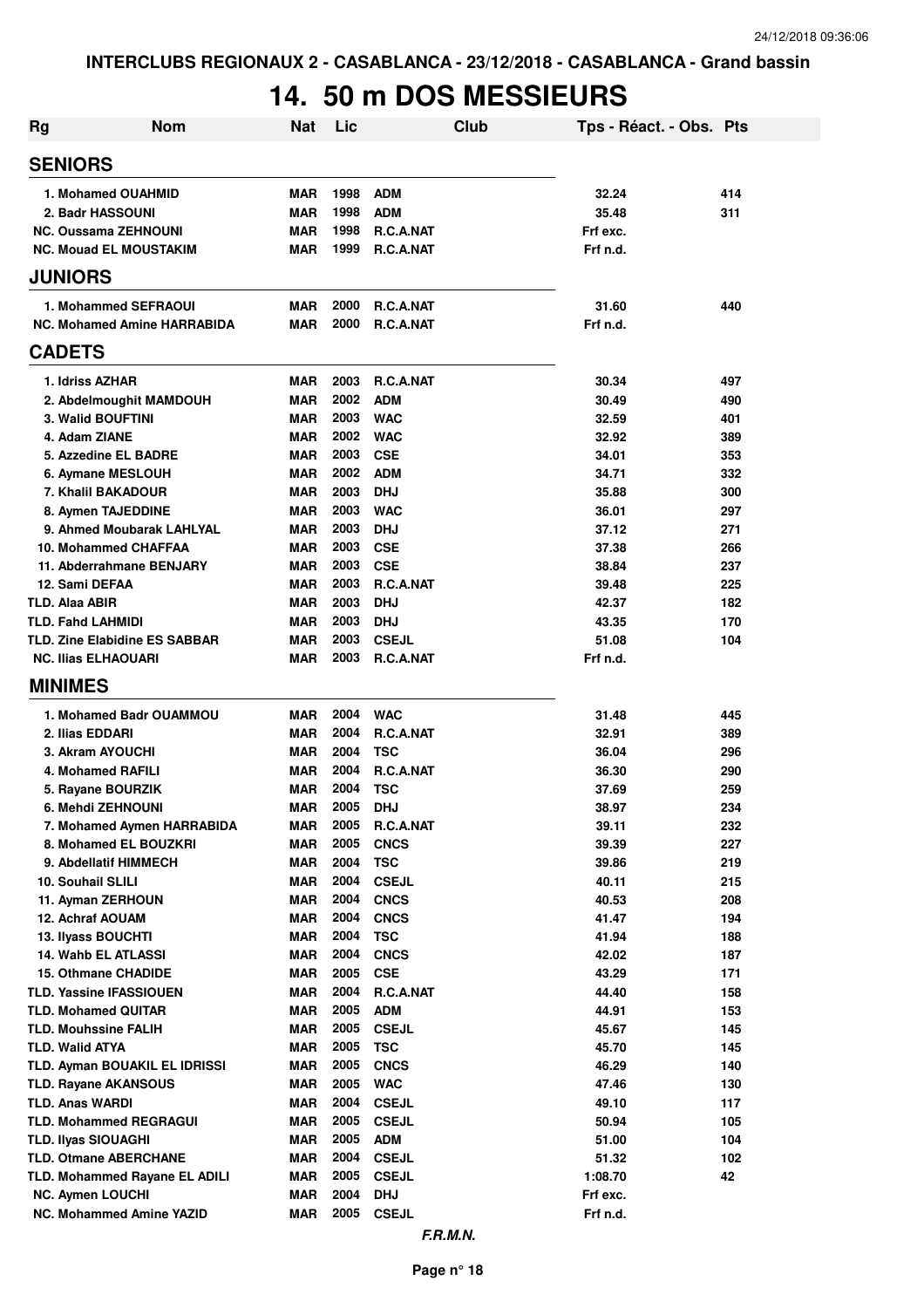INTERCLUBS REGIONAUX 2 - CASABLANCA - 23/12/2018 - CASABLANCA - Grand bassin

# 14. 50 m DOS MESSIEURS

| Rg | Nom | Nat | Lic | Club | Tps - Réact. - Obs. | Pts |
|---|---|---|---|---|---|---|
| **SENIORS** | | | | | | |
| 1. | Mohamed OUAHMID | MAR | 1998 | ADM | 32.24 | 414 |
| 2. | Badr HASSOUNI | MAR | 1998 | ADM | 35.48 | 311 |
| NC. | Oussama ZEHNOUNI | MAR | 1998 | R.C.A.NAT | Frf exc. | |
| NC. | Mouad EL MOUSTAKIM | MAR | 1999 | R.C.A.NAT | Frf n.d. | |
| **JUNIORS** | | | | | | |
| 1. | Mohammed SEFRAOUI | MAR | 2000 | R.C.A.NAT | 31.60 | 440 |
| NC. | Mohamed Amine HARRABIDA | MAR | 2000 | R.C.A.NAT | Frf n.d. | |
| **CADETS** | | | | | | |
| 1. | Idriss AZHAR | MAR | 2003 | R.C.A.NAT | 30.34 | 497 |
| 2. | Abdelmoughit MAMDOUH | MAR | 2002 | ADM | 30.49 | 490 |
| 3. | Walid BOUFTINI | MAR | 2003 | WAC | 32.59 | 401 |
| 4. | Adam ZIANE | MAR | 2002 | WAC | 32.92 | 389 |
| 5. | Azzedine EL BADRE | MAR | 2003 | CSE | 34.01 | 353 |
| 6. | Aymane MESLOUH | MAR | 2002 | ADM | 34.71 | 332 |
| 7. | Khalil BAKADOUR | MAR | 2003 | DHJ | 35.88 | 300 |
| 8. | Aymen TAJEDDINE | MAR | 2003 | WAC | 36.01 | 297 |
| 9. | Ahmed Moubarak LAHLYAL | MAR | 2003 | DHJ | 37.12 | 271 |
| 10. | Mohammed CHAFFAA | MAR | 2003 | CSE | 37.38 | 266 |
| 11. | Abderrahmane BENJARY | MAR | 2003 | CSE | 38.84 | 237 |
| 12. | Sami DEFAA | MAR | 2003 | R.C.A.NAT | 39.48 | 225 |
| TLD. | Alaa ABIR | MAR | 2003 | DHJ | 42.37 | 182 |
| TLD. | Fahd LAHMIDI | MAR | 2003 | DHJ | 43.35 | 170 |
| TLD. | Zine Elabidine ES SABBAR | MAR | 2003 | CSEJL | 51.08 | 104 |
| NC. | Ilias ELHAOUARI | MAR | 2003 | R.C.A.NAT | Frf n.d. | |
| **MINIMES** | | | | | | |
| 1. | Mohamed Badr OUAMMOU | MAR | 2004 | WAC | 31.48 | 445 |
| 2. | Ilias EDDARI | MAR | 2004 | R.C.A.NAT | 32.91 | 389 |
| 3. | Akram AYOUCHI | MAR | 2004 | TSC | 36.04 | 296 |
| 4. | Mohamed RAFILI | MAR | 2004 | R.C.A.NAT | 36.30 | 290 |
| 5. | Rayane BOURZIK | MAR | 2004 | TSC | 37.69 | 259 |
| 6. | Mehdi ZEHNOUNI | MAR | 2005 | DHJ | 38.97 | 234 |
| 7. | Mohamed Aymen HARRABIDA | MAR | 2005 | R.C.A.NAT | 39.11 | 232 |
| 8. | Mohamed EL BOUZKRI | MAR | 2005 | CNCS | 39.39 | 227 |
| 9. | Abdellatif HIMMECH | MAR | 2004 | TSC | 39.86 | 219 |
| 10. | Souhail SLILI | MAR | 2004 | CSEJL | 40.11 | 215 |
| 11. | Ayman ZERHOUN | MAR | 2004 | CNCS | 40.53 | 208 |
| 12. | Achraf AOUAM | MAR | 2004 | CNCS | 41.47 | 194 |
| 13. | Ilyass BOUCHTI | MAR | 2004 | TSC | 41.94 | 188 |
| 14. | Wahb EL ATLASSI | MAR | 2004 | CNCS | 42.02 | 187 |
| 15. | Othmane CHADIDE | MAR | 2005 | CSE | 43.29 | 171 |
| TLD. | Yassine IFASSIOUEN | MAR | 2004 | R.C.A.NAT | 44.40 | 158 |
| TLD. | Mohamed QUITAR | MAR | 2005 | ADM | 44.91 | 153 |
| TLD. | Mouhssine FALIH | MAR | 2005 | CSEJL | 45.67 | 145 |
| TLD. | Walid ATYA | MAR | 2005 | TSC | 45.70 | 145 |
| TLD. | Ayman BOUAKIL EL IDRISSI | MAR | 2005 | CNCS | 46.29 | 140 |
| TLD. | Rayane AKANSOUS | MAR | 2005 | WAC | 47.46 | 130 |
| TLD. | Anas WARDI | MAR | 2004 | CSEJL | 49.10 | 117 |
| TLD. | Mohammed REGRAGUI | MAR | 2005 | CSEJL | 50.94 | 105 |
| TLD. | Ilyas SIOUAGHI | MAR | 2005 | ADM | 51.00 | 104 |
| TLD. | Otmane ABERCHANE | MAR | 2004 | CSEJL | 51.32 | 102 |
| TLD. | Mohammed Rayane EL ADILI | MAR | 2005 | CSEJL | 1:08.70 | 42 |
| NC. | Aymen LOUCHI | MAR | 2004 | DHJ | Frf exc. | |
| NC. | Mohammed Amine YAZID | MAR | 2005 | CSEJL | Frf n.d. | |

*F.R.M.N.*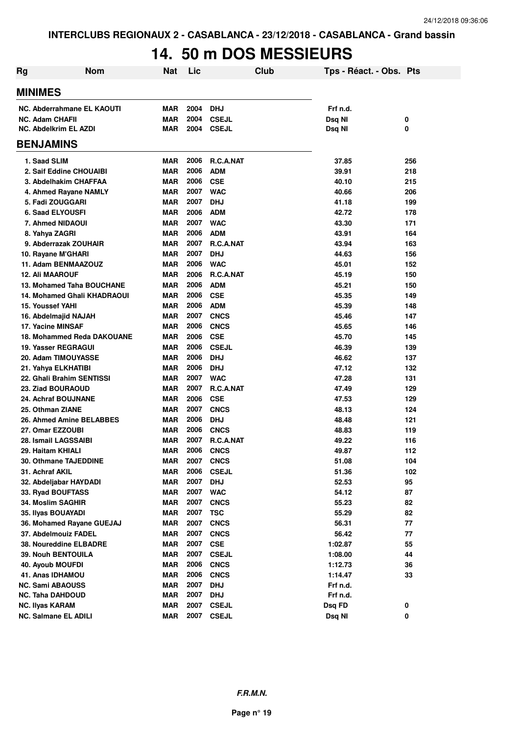INTERCLUBS REGIONAUX 2 - CASABLANCA - 23/12/2018 - CASABLANCA - Grand bassin

# 14. 50 m DOS MESSIEURS

| Rg | Nom | Nat | Lic | Club | Tps - Réact. - Obs. | Pts |
|---|---|---|---|---|---|---|
| **MINIMES** | | | | | | |
| NC. | Abderrahmane EL KAOUTI | MAR | 2004 | DHJ | Frf n.d. | |
| NC. | Adam CHAFII | MAR | 2004 | CSEJL | Dsq NI | 0 |
| NC. | Abdelkrim EL AZDI | MAR | 2004 | CSEJL | Dsq NI | 0 |
| **BENJAMINS** | | | | | | |
| 1. | Saad SLIM | MAR | 2006 | R.C.A.NAT | 37.85 | 256 |
| 2. | Saif Eddine CHOUAIBI | MAR | 2006 | ADM | 39.91 | 218 |
| 3. | Abdelhakim CHAFFAA | MAR | 2006 | CSE | 40.10 | 215 |
| 4. | Ahmed Rayane NAMLY | MAR | 2007 | WAC | 40.66 | 206 |
| 5. | Fadi ZOUGGARI | MAR | 2007 | DHJ | 41.18 | 199 |
| 6. | Saad ELYOUSFI | MAR | 2006 | ADM | 42.72 | 178 |
| 7. | Ahmed NIDAOUI | MAR | 2007 | WAC | 43.30 | 171 |
| 8. | Yahya ZAGRI | MAR | 2006 | ADM | 43.91 | 164 |
| 9. | Abderrazak ZOUHAIR | MAR | 2007 | R.C.A.NAT | 43.94 | 163 |
| 10. | Rayane M'GHARI | MAR | 2007 | DHJ | 44.63 | 156 |
| 11. | Adam BENMAAZOUZ | MAR | 2006 | WAC | 45.01 | 152 |
| 12. | Ali MAAROUF | MAR | 2006 | R.C.A.NAT | 45.19 | 150 |
| 13. | Mohamed Taha BOUCHANE | MAR | 2006 | ADM | 45.21 | 150 |
| 14. | Mohamed Ghali KHADRAOUI | MAR | 2006 | CSE | 45.35 | 149 |
| 15. | Youssef YAHI | MAR | 2006 | ADM | 45.39 | 148 |
| 16. | Abdelmajid NAJAH | MAR | 2007 | CNCS | 45.46 | 147 |
| 17. | Yacine MINSAF | MAR | 2006 | CNCS | 45.65 | 146 |
| 18. | Mohammed Reda DAKOUANE | MAR | 2006 | CSE | 45.70 | 145 |
| 19. | Yasser REGRAGUI | MAR | 2006 | CSEJL | 46.39 | 139 |
| 20. | Adam TIMOUYASSE | MAR | 2006 | DHJ | 46.62 | 137 |
| 21. | Yahya ELKHATIBI | MAR | 2006 | DHJ | 47.12 | 132 |
| 22. | Ghali Brahim SENTISSI | MAR | 2007 | WAC | 47.28 | 131 |
| 23. | Ziad BOURAOUD | MAR | 2007 | R.C.A.NAT | 47.49 | 129 |
| 24. | Achraf BOUJNANE | MAR | 2006 | CSE | 47.53 | 129 |
| 25. | Othman ZIANE | MAR | 2007 | CNCS | 48.13 | 124 |
| 26. | Ahmed Amine BELABBES | MAR | 2006 | DHJ | 48.48 | 121 |
| 27. | Omar EZZOUBI | MAR | 2006 | CNCS | 48.83 | 119 |
| 28. | Ismail LAGSSAIBI | MAR | 2007 | R.C.A.NAT | 49.22 | 116 |
| 29. | Haitam KHIALI | MAR | 2006 | CNCS | 49.87 | 112 |
| 30. | Othmane TAJEDDINE | MAR | 2007 | CNCS | 51.08 | 104 |
| 31. | Achraf AKIL | MAR | 2006 | CSEJL | 51.36 | 102 |
| 32. | Abdeljabar HAYDADI | MAR | 2007 | DHJ | 52.53 | 95 |
| 33. | Ryad BOUFTASS | MAR | 2007 | WAC | 54.12 | 87 |
| 34. | Moslim SAGHIR | MAR | 2007 | CNCS | 55.23 | 82 |
| 35. | Ilyas BOUAYADI | MAR | 2007 | TSC | 55.29 | 82 |
| 36. | Mohamed Rayane GUEJAJ | MAR | 2007 | CNCS | 56.31 | 77 |
| 37. | Abdelmouiz FADEL | MAR | 2007 | CNCS | 56.42 | 77 |
| 38. | Noureddine ELBADRE | MAR | 2007 | CSE | 1:02.87 | 55 |
| 39. | Nouh BENTOUILA | MAR | 2007 | CSEJL | 1:08.00 | 44 |
| 40. | Ayoub MOUFDI | MAR | 2006 | CNCS | 1:12.73 | 36 |
| 41. | Anas IDHAMOU | MAR | 2006 | CNCS | 1:14.47 | 33 |
| NC. | Sami ABAOUSS | MAR | 2007 | DHJ | Frf n.d. | |
| NC. | Taha DAHDOUD | MAR | 2007 | DHJ | Frf n.d. | |
| NC. | Ilyas KARAM | MAR | 2007 | CSEJL | Dsq FD | 0 |
| NC. | Salmane EL ADILI | MAR | 2007 | CSEJL | Dsq NI | 0 |

*F.R.M.N.*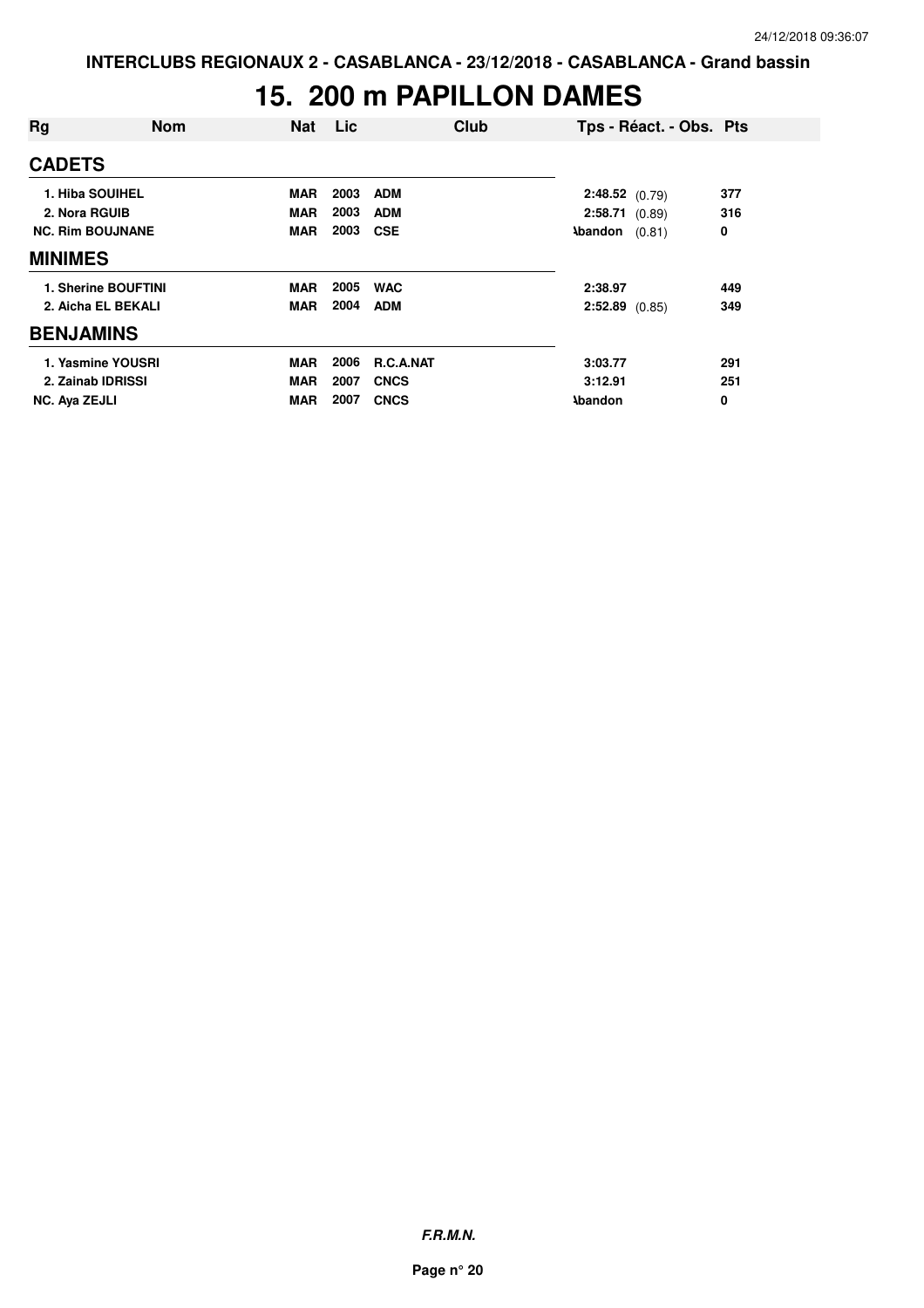**INTERCLUBS REGIONAUX 2 - CASABLANCA - 23/12/2018 - CASABLANCA - Grand bassin**

# 15. 200 m PAPILLON DAMES

| Rg | Nom | Nat | Lic | Club | Tps - Réact. - Obs. | Pts |
|---|---|---|---|---|---|---|
| **CADETS** | | | | | | |
| 1. Hiba SOUIHEL | | MAR | 2003 | ADM | 2:48.52 (0.79) | 377 |
| 2. Nora RGUIB | | MAR | 2003 | ADM | 2:58.71 (0.89) | 316 |
| NC. Rim BOUJNANE | | MAR | 2003 | CSE | Abandon (0.81) | 0 |
| **MINIMES** | | | | | | |
| 1. Sherine BOUFTINI | | MAR | 2005 | WAC | 2:38.97 | 449 |
| 2. Aicha EL BEKALI | | MAR | 2004 | ADM | 2:52.89 (0.85) | 349 |
| **BENJAMINS** | | | | | | |
| 1. Yasmine YOUSRI | | MAR | 2006 | R.C.A.NAT | 3:03.77 | 291 |
| 2. Zainab IDRISSI | | MAR | 2007 | CNCS | 3:12.91 | 251 |
| NC. Aya ZEJLI | | MAR | 2007 | CNCS | Abandon | 0 |

***F.R.M.N.***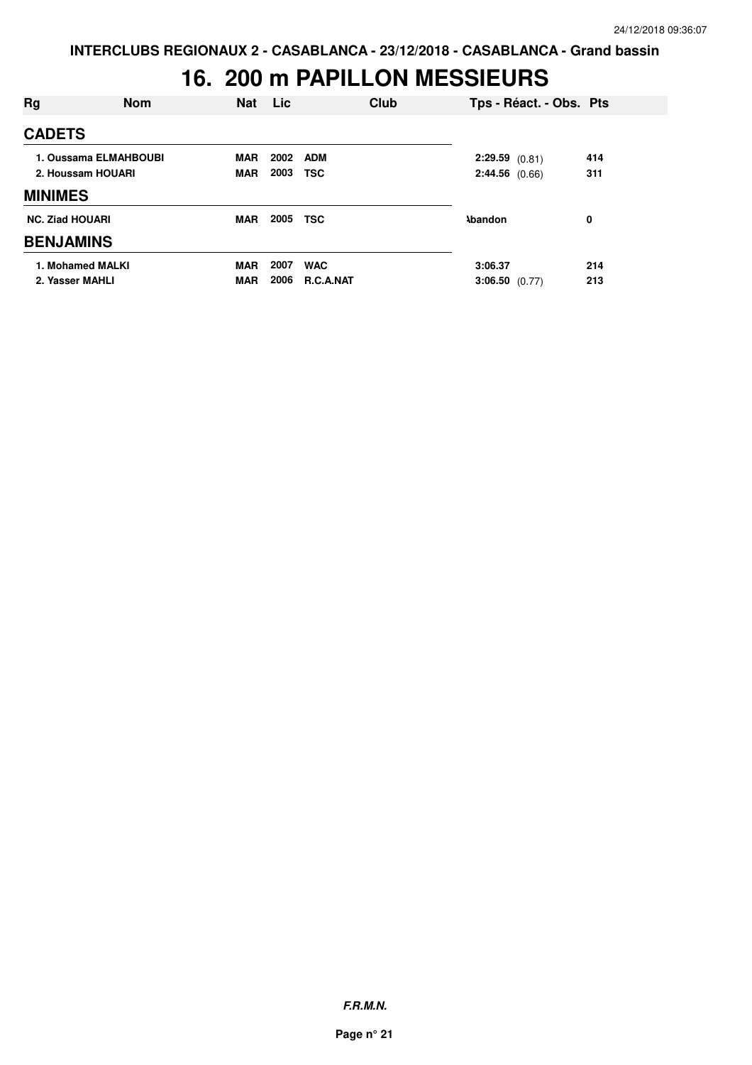**INTERCLUBS REGIONAUX 2 - CASABLANCA - 23/12/2018 - CASABLANCA - Grand bassin**

# 16. 200 m PAPILLON MESSIEURS

| Rg | Nom | Nat | Lic | Club | Tps - Réact. - Obs. | Pts |
|---|---|---|---|---|---|---|
| **CADETS** | | | | | | |
| 1. | Oussama ELMAHBOUBI | MAR | 2002 | ADM | **2:29.59** (0.81) | 414 |
| 2. | Houssam HOUARI | MAR | 2003 | TSC | **2:44.56** (0.66) | 311 |
| **MINIMES** | | | | | | |
| NC. | Ziad HOUARI | MAR | 2005 | TSC | Abandon | 0 |
| **BENJAMINS** | | | | | | |
| 1. | Mohamed MALKI | MAR | 2007 | WAC | **3:06.37** | 214 |
| 2. | Yasser MAHLI | MAR | 2006 | R.C.A.NAT | **3:06.50** (0.77) | 213 |

***F.R.M.N.***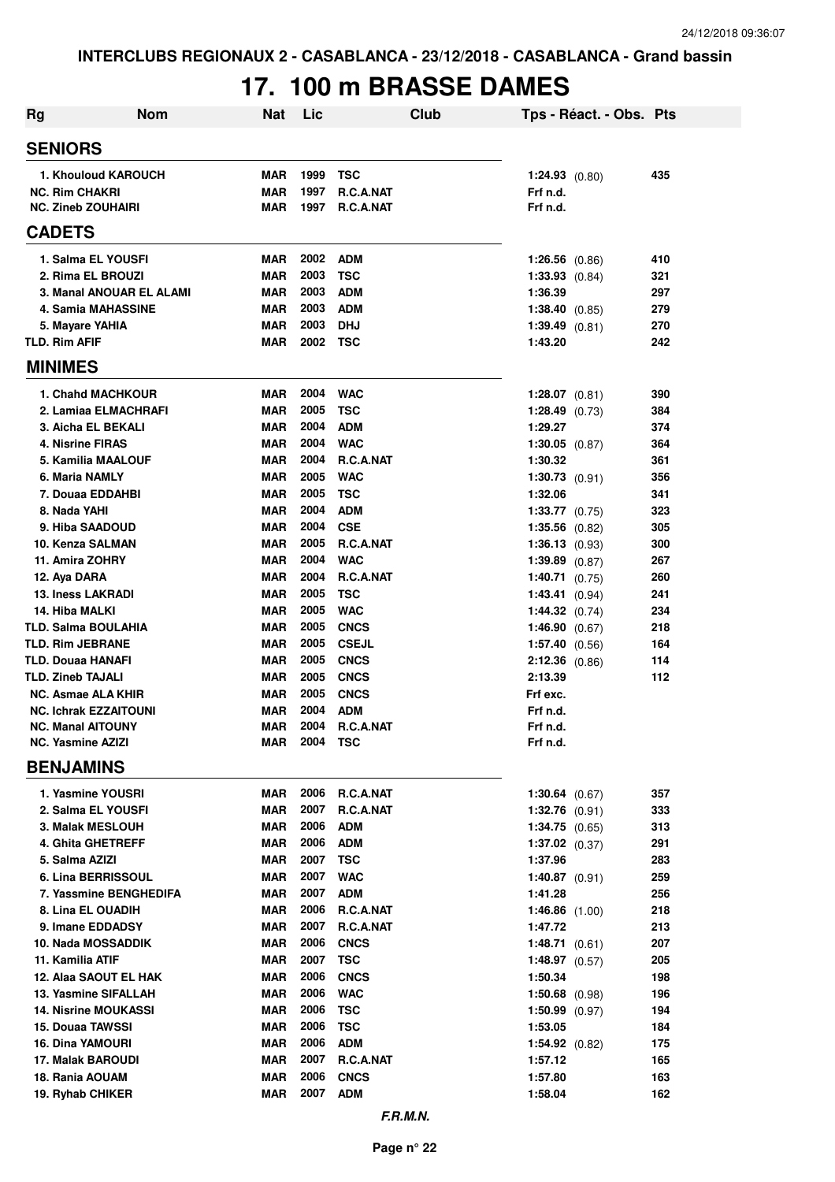INTERCLUBS REGIONAUX 2 - CASABLANCA - 23/12/2018 - CASABLANCA - Grand bassin

# 17. 100 m BRASSE DAMES

| Rg | Nom | Nat | Lic | Club | Tps - Réact. - Obs. | Pts |
|---|---|---|---|---|---|---|
| **SENIORS** | | | | | | |
| 1. | Khouloud KAROUCH | MAR | 1999 | TSC | 1:24.93 (0.80) | 435 |
| NC. | Rim CHAKRI | MAR | 1997 | R.C.A.NAT | Frf n.d. | |
| NC. | Zineb ZOUHAIRI | MAR | 1997 | R.C.A.NAT | Frf n.d. | |
| **CADETS** | | | | | | |
| 1. | Salma EL YOUSFI | MAR | 2002 | ADM | 1:26.56 (0.86) | 410 |
| 2. | Rima EL BROUZI | MAR | 2003 | TSC | 1:33.93 (0.84) | 321 |
| 3. | Manal ANOUAR EL ALAMI | MAR | 2003 | ADM | 1:36.39 | 297 |
| 4. | Samia MAHASSINE | MAR | 2003 | ADM | 1:38.40 (0.85) | 279 |
| 5. | Mayare YAHIA | MAR | 2003 | DHJ | 1:39.49 (0.81) | 270 |
| TLD. | Rim AFIF | MAR | 2002 | TSC | 1:43.20 | 242 |
| **MINIMES** | | | | | | |
| 1. | Chahd MACHKOUR | MAR | 2004 | WAC | 1:28.07 (0.81) | 390 |
| 2. | Lamiaa ELMACHRAFI | MAR | 2005 | TSC | 1:28.49 (0.73) | 384 |
| 3. | Aicha EL BEKALI | MAR | 2004 | ADM | 1:29.27 | 374 |
| 4. | Nisrine FIRAS | MAR | 2004 | WAC | 1:30.05 (0.87) | 364 |
| 5. | Kamilia MAALOUF | MAR | 2004 | R.C.A.NAT | 1:30.32 | 361 |
| 6. | Maria NAMLY | MAR | 2005 | WAC | 1:30.73 (0.91) | 356 |
| 7. | Douaa EDDAHBI | MAR | 2005 | TSC | 1:32.06 | 341 |
| 8. | Nada YAHI | MAR | 2004 | ADM | 1:33.77 (0.75) | 323 |
| 9. | Hiba SAADOUD | MAR | 2004 | CSE | 1:35.56 (0.82) | 305 |
| 10. | Kenza SALMAN | MAR | 2005 | R.C.A.NAT | 1:36.13 (0.93) | 300 |
| 11. | Amira ZOHRY | MAR | 2004 | WAC | 1:39.89 (0.87) | 267 |
| 12. | Aya DARA | MAR | 2004 | R.C.A.NAT | 1:40.71 (0.75) | 260 |
| 13. | Iness LAKRADI | MAR | 2005 | TSC | 1:43.41 (0.94) | 241 |
| 14. | Hiba MALKI | MAR | 2005 | WAC | 1:44.32 (0.74) | 234 |
| TLD. | Salma BOULAHIA | MAR | 2005 | CNCS | 1:46.90 (0.67) | 218 |
| TLD. | Rim JEBRANE | MAR | 2005 | CSEJL | 1:57.40 (0.56) | 164 |
| TLD. | Douaa HANAFI | MAR | 2005 | CNCS | 2:12.36 (0.86) | 114 |
| TLD. | Zineb TAJALI | MAR | 2005 | CNCS | 2:13.39 | 112 |
| NC. | Asmae ALA KHIR | MAR | 2005 | CNCS | Frf exc. | |
| NC. | Ichrak EZZAITOUNI | MAR | 2004 | ADM | Frf n.d. | |
| NC. | Manal AITOUNY | MAR | 2004 | R.C.A.NAT | Frf n.d. | |
| NC. | Yasmine AZIZI | MAR | 2004 | TSC | Frf n.d. | |
| **BENJAMINS** | | | | | | |
| 1. | Yasmine YOUSRI | MAR | 2006 | R.C.A.NAT | 1:30.64 (0.67) | 357 |
| 2. | Salma EL YOUSFI | MAR | 2007 | R.C.A.NAT | 1:32.76 (0.91) | 333 |
| 3. | Malak MESLOUH | MAR | 2006 | ADM | 1:34.75 (0.65) | 313 |
| 4. | Ghita GHETREFF | MAR | 2006 | ADM | 1:37.02 (0.37) | 291 |
| 5. | Salma AZIZI | MAR | 2007 | TSC | 1:37.96 | 283 |
| 6. | Lina BERRISSOUL | MAR | 2007 | WAC | 1:40.87 (0.91) | 259 |
| 7. | Yassmine BENGHEDIFA | MAR | 2007 | ADM | 1:41.28 | 256 |
| 8. | Lina EL OUADIH | MAR | 2006 | R.C.A.NAT | 1:46.86 (1.00) | 218 |
| 9. | Imane EDDADSY | MAR | 2007 | R.C.A.NAT | 1:47.72 | 213 |
| 10. | Nada MOSSADDIK | MAR | 2006 | CNCS | 1:48.71 (0.61) | 207 |
| 11. | Kamilia ATIF | MAR | 2007 | TSC | 1:48.97 (0.57) | 205 |
| 12. | Alaa SAOUT EL HAK | MAR | 2006 | CNCS | 1:50.34 | 198 |
| 13. | Yasmine SIFALLAH | MAR | 2006 | WAC | 1:50.68 (0.98) | 196 |
| 14. | Nisrine MOUKASSI | MAR | 2006 | TSC | 1:50.99 (0.97) | 194 |
| 15. | Douaa TAWSSI | MAR | 2006 | TSC | 1:53.05 | 184 |
| 16. | Dina YAMOURI | MAR | 2006 | ADM | 1:54.92 (0.82) | 175 |
| 17. | Malak BAROUDI | MAR | 2007 | R.C.A.NAT | 1:57.12 | 165 |
| 18. | Rania AOUAM | MAR | 2006 | CNCS | 1:57.80 | 163 |
| 19. | Ryhab CHIKER | MAR | 2007 | ADM | 1:58.04 | 162 |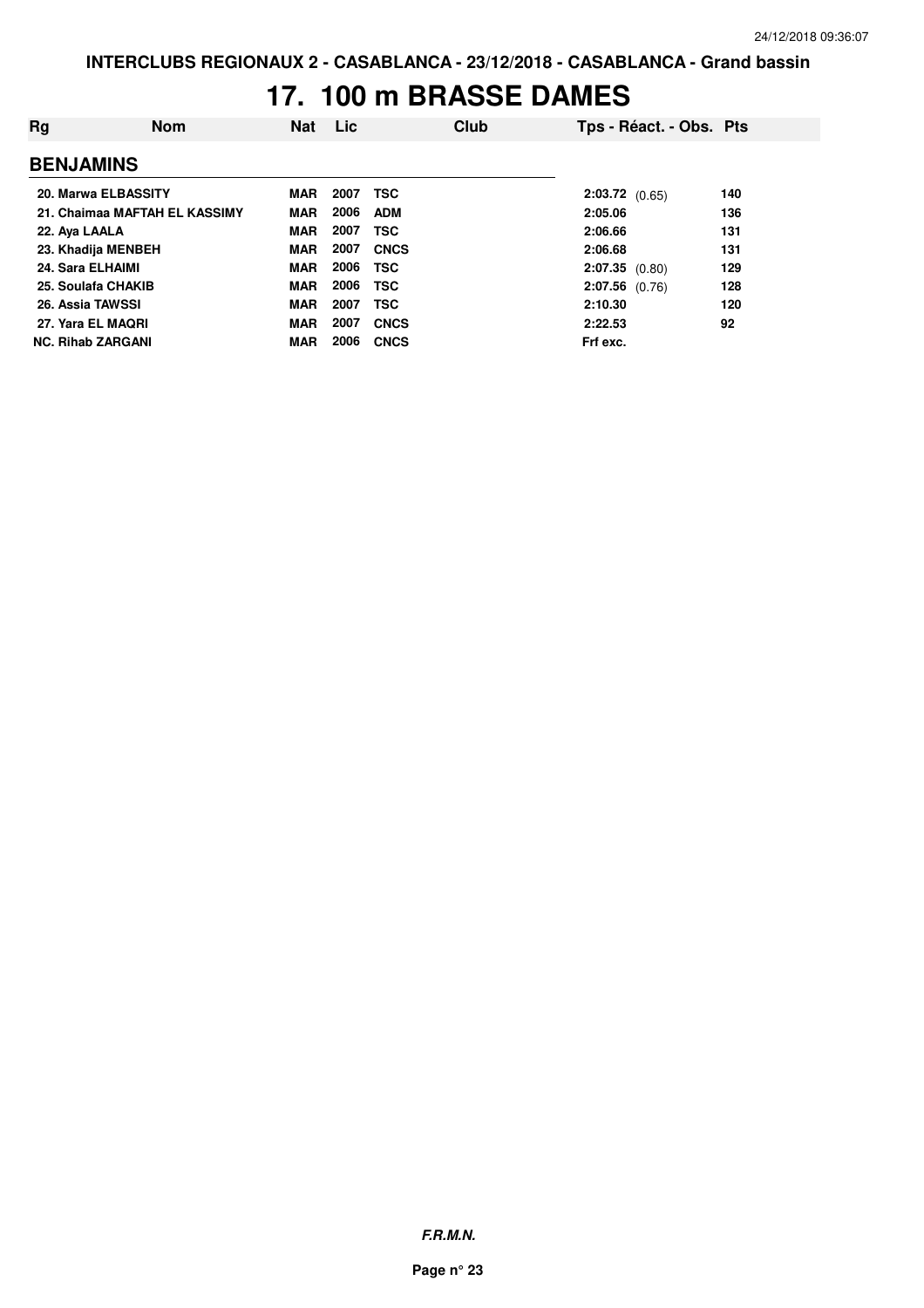# 17. 100 m BRASSE DAMES

| Rg | Nom | Nat | Lic | Club | Tps - Réact. - Obs. | Pts |
|---|---|---|---|---|---|---|
| **BENJAMINS** | | | | | | |
| 20. | Marwa ELBASSITY | MAR | 2007 | TSC | 2:03.72 (0.65) | 140 |
| 21. | Chaimaa MAFTAH EL KASSIMY | MAR | 2006 | ADM | 2:05.06 | 136 |
| 22. | Aya LAALA | MAR | 2007 | TSC | 2:06.66 | 131 |
| 23. | Khadija MENBEH | MAR | 2007 | CNCS | 2:06.68 | 131 |
| 24. | Sara ELHAIMI | MAR | 2006 | TSC | 2:07.35 (0.80) | 129 |
| 25. | Soulafa CHAKIB | MAR | 2006 | TSC | 2:07.56 (0.76) | 128 |
| 26. | Assia TAWSSI | MAR | 2007 | TSC | 2:10.30 | 120 |
| 27. | Yara EL MAQRI | MAR | 2007 | CNCS | 2:22.53 | 92 |
| NC. | Rihab ZARGANI | MAR | 2006 | CNCS | Frf exc. | |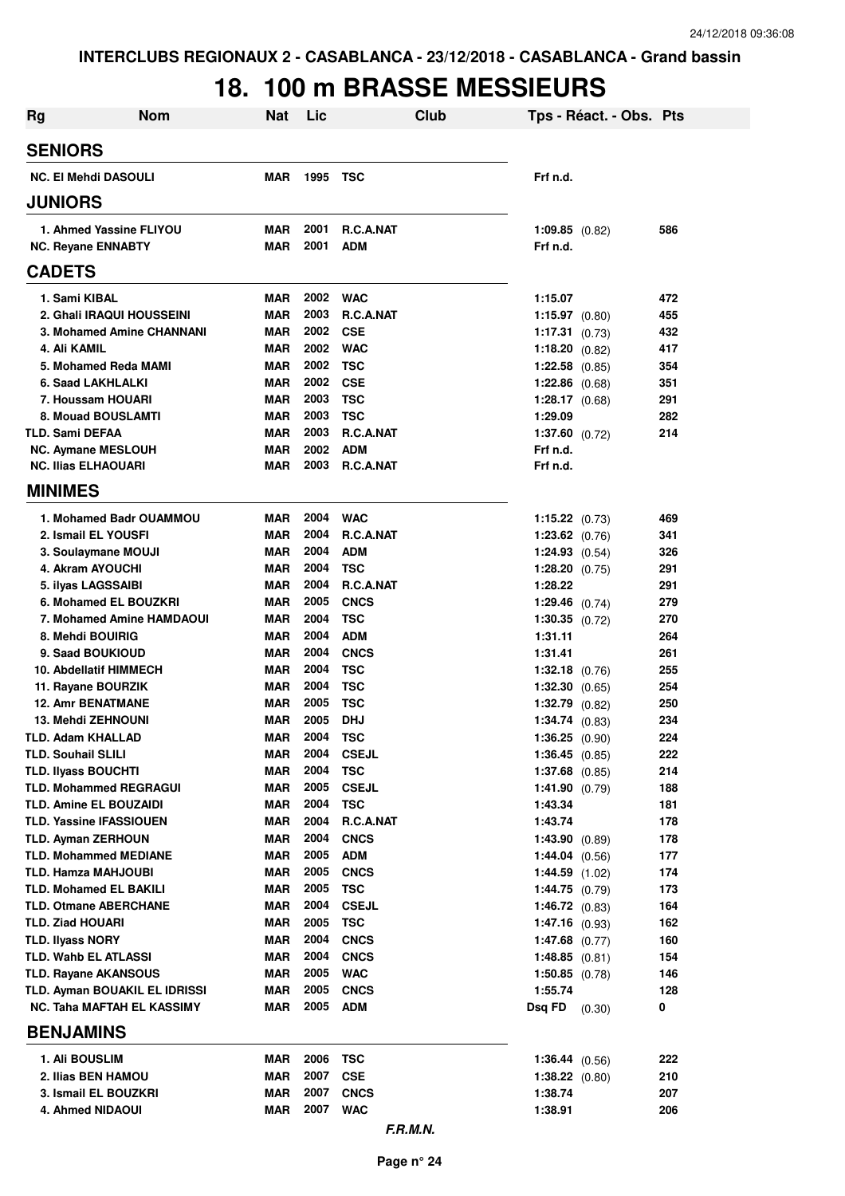# 18. 100 m BRASSE MESSIEURS

| Rg | Nom | Nat | Lic | Club | Tps - Réact. - Obs. | Pts |
|---|---|---|---|---|---|---|
| **SENIORS** | | | | | | |
| NC. El Mehdi DASOULI | | MAR | 1995 | TSC | Frf n.d. | |
| **JUNIORS** | | | | | | |
| 1. Ahmed Yassine FLIYOU | | MAR | 2001 | R.C.A.NAT | 1:09.85 (0.82) | 586 |
| NC. Reyane ENNABTY | | MAR | 2001 | ADM | Frf n.d. | |
| **CADETS** | | | | | | |
| 1. Sami KIBAL | | MAR | 2002 | WAC | 1:15.07 | 472 |
| 2. Ghali IRAQUI HOUSSEINI | | MAR | 2003 | R.C.A.NAT | 1:15.97 (0.80) | 455 |
| 3. Mohamed Amine CHANNANI | | MAR | 2002 | CSE | 1:17.31 (0.73) | 432 |
| 4. Ali KAMIL | | MAR | 2002 | WAC | 1:18.20 (0.82) | 417 |
| 5. Mohamed Reda MAMI | | MAR | 2002 | TSC | 1:22.58 (0.85) | 354 |
| 6. Saad LAKHLALKI | | MAR | 2002 | CSE | 1:22.86 (0.68) | 351 |
| 7. Houssam HOUARI | | MAR | 2003 | TSC | 1:28.17 (0.68) | 291 |
| 8. Mouad BOUSLAMTI | | MAR | 2003 | TSC | 1:29.09 | 282 |
| TLD. Sami DEFAA | | MAR | 2003 | R.C.A.NAT | 1:37.60 (0.72) | 214 |
| NC. Aymane MESLOUH | | MAR | 2002 | ADM | Frf n.d. | |
| NC. Ilias ELHAOUARI | | MAR | 2003 | R.C.A.NAT | Frf n.d. | |
| **MINIMES** | | | | | | |
| 1. Mohamed Badr OUAMMOU | | MAR | 2004 | WAC | 1:15.22 (0.73) | 469 |
| 2. Ismail EL YOUSFI | | MAR | 2004 | R.C.A.NAT | 1:23.62 (0.76) | 341 |
| 3. Soulaymane MOUJI | | MAR | 2004 | ADM | 1:24.93 (0.54) | 326 |
| 4. Akram AYOUCHI | | MAR | 2004 | TSC | 1:28.20 (0.75) | 291 |
| 5. ilyas LAGSSAIBI | | MAR | 2004 | R.C.A.NAT | 1:28.22 | 291 |
| 6. Mohamed EL BOUZKRI | | MAR | 2005 | CNCS | 1:29.46 (0.74) | 279 |
| 7. Mohamed Amine HAMDAOUI | | MAR | 2004 | TSC | 1:30.35 (0.72) | 270 |
| 8. Mehdi BOUIRIG | | MAR | 2004 | ADM | 1:31.11 | 264 |
| 9. Saad BOUKIOUD | | MAR | 2004 | CNCS | 1:31.41 | 261 |
| 10. Abdellatif HIMMECH | | MAR | 2004 | TSC | 1:32.18 (0.76) | 255 |
| 11. Rayane BOURZIK | | MAR | 2004 | TSC | 1:32.30 (0.65) | 254 |
| 12. Amr BENATMANE | | MAR | 2005 | TSC | 1:32.79 (0.82) | 250 |
| 13. Mehdi ZEHNOUNI | | MAR | 2005 | DHJ | 1:34.74 (0.83) | 234 |
| TLD. Adam KHALLAD | | MAR | 2004 | TSC | 1:36.25 (0.90) | 224 |
| TLD. Souhail SLILI | | MAR | 2004 | CSEJL | 1:36.45 (0.85) | 222 |
| TLD. Ilyass BOUCHTI | | MAR | 2004 | TSC | 1:37.68 (0.85) | 214 |
| TLD. Mohammed REGRAGUI | | MAR | 2005 | CSEJL | 1:41.90 (0.79) | 188 |
| TLD. Amine EL BOUZAIDI | | MAR | 2004 | TSC | 1:43.34 | 181 |
| TLD. Yassine IFASSIOUEN | | MAR | 2004 | R.C.A.NAT | 1:43.74 | 178 |
| TLD. Ayman ZERHOUN | | MAR | 2004 | CNCS | 1:43.90 (0.89) | 178 |
| TLD. Mohammed MEDIANE | | MAR | 2005 | ADM | 1:44.04 (0.56) | 177 |
| TLD. Hamza MAHJOUBI | | MAR | 2005 | CNCS | 1:44.59 (1.02) | 174 |
| TLD. Mohamed EL BAKILI | | MAR | 2005 | TSC | 1:44.75 (0.79) | 173 |
| TLD. Otmane ABERCHANE | | MAR | 2004 | CSEJL | 1:46.72 (0.83) | 164 |
| TLD. Ziad HOUARI | | MAR | 2005 | TSC | 1:47.16 (0.93) | 162 |
| TLD. Ilyass NORY | | MAR | 2004 | CNCS | 1:47.68 (0.77) | 160 |
| TLD. Wahb EL ATLASSI | | MAR | 2004 | CNCS | 1:48.85 (0.81) | 154 |
| TLD. Rayane AKANSOUS | | MAR | 2005 | WAC | 1:50.85 (0.78) | 146 |
| TLD. Ayman BOUAKIL EL IDRISSI | | MAR | 2005 | CNCS | 1:55.74 | 128 |
| NC. Taha MAFTAH EL KASSIMY | | MAR | 2005 | ADM | Dsq FD (0.30) | 0 |
| **BENJAMINS** | | | | | | |
| 1. Ali BOUSLIM | | MAR | 2006 | TSC | 1:36.44 (0.56) | 222 |
| 2. Ilias BEN HAMOU | | MAR | 2007 | CSE | 1:38.22 (0.80) | 210 |
| 3. Ismail EL BOUZKRI | | MAR | 2007 | CNCS | 1:38.74 | 207 |
| 4. Ahmed NIDAOUI | | MAR | 2007 | WAC | 1:38.91 | 206 |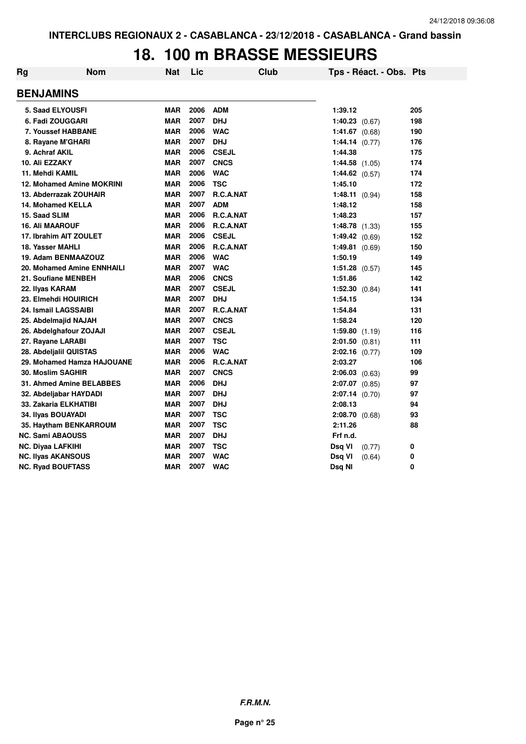INTERCLUBS REGIONAUX 2 - CASABLANCA - 23/12/2018 - CASABLANCA - Grand bassin

# 18. 100 m BRASSE MESSIEURS

| Rg | Nom | Nat | Lic | Club | Tps - Réact. - Obs. | Pts |
|---|---|---|---|---|---|---|
| **BENJAMINS** | | | | | | |
| 5. Saad ELYOUSFI | | MAR | 2006 | ADM | 1:39.12 | 205 |
| 6. Fadi ZOUGGARI | | MAR | 2007 | DHJ | 1:40.23 (0.67) | 198 |
| 7. Youssef HABBANE | | MAR | 2006 | WAC | 1:41.67 (0.68) | 190 |
| 8. Rayane M'GHARI | | MAR | 2007 | DHJ | 1:44.14 (0.77) | 176 |
| 9. Achraf AKIL | | MAR | 2006 | CSEJL | 1:44.38 | 175 |
| 10. Ali EZZAKY | | MAR | 2007 | CNCS | 1:44.58 (1.05) | 174 |
| 11. Mehdi KAMIL | | MAR | 2006 | WAC | 1:44.62 (0.57) | 174 |
| 12. Mohamed Amine MOKRINI | | MAR | 2006 | TSC | 1:45.10 | 172 |
| 13. Abderrazak ZOUHAIR | | MAR | 2007 | R.C.A.NAT | 1:48.11 (0.94) | 158 |
| 14. Mohamed KELLA | | MAR | 2007 | ADM | 1:48.12 | 158 |
| 15. Saad SLIM | | MAR | 2006 | R.C.A.NAT | 1:48.23 | 157 |
| 16. Ali MAAROUF | | MAR | 2006 | R.C.A.NAT | 1:48.78 (1.33) | 155 |
| 17. Ibrahim AIT ZOULET | | MAR | 2006 | CSEJL | 1:49.42 (0.69) | 152 |
| 18. Yasser MAHLI | | MAR | 2006 | R.C.A.NAT | 1:49.81 (0.69) | 150 |
| 19. Adam BENMAAZOUZ | | MAR | 2006 | WAC | 1:50.19 | 149 |
| 20. Mohamed Amine ENNHAILI | | MAR | 2007 | WAC | 1:51.28 (0.57) | 145 |
| 21. Soufiane MENBEH | | MAR | 2006 | CNCS | 1:51.86 | 142 |
| 22. Ilyas KARAM | | MAR | 2007 | CSEJL | 1:52.30 (0.84) | 141 |
| 23. Elmehdi HOUIRICH | | MAR | 2007 | DHJ | 1:54.15 | 134 |
| 24. Ismail LAGSSAIBI | | MAR | 2007 | R.C.A.NAT | 1:54.84 | 131 |
| 25. Abdelmajid NAJAH | | MAR | 2007 | CNCS | 1:58.24 | 120 |
| 26. Abdelghafour ZOJAJI | | MAR | 2007 | CSEJL | 1:59.80 (1.19) | 116 |
| 27. Rayane LARABI | | MAR | 2007 | TSC | 2:01.50 (0.81) | 111 |
| 28. Abdeljalil QUISTAS | | MAR | 2006 | WAC | 2:02.16 (0.77) | 109 |
| 29. Mohamed Hamza HAJOUANE | | MAR | 2006 | R.C.A.NAT | 2:03.27 | 106 |
| 30. Moslim SAGHIR | | MAR | 2007 | CNCS | 2:06.03 (0.63) | 99 |
| 31. Ahmed Amine BELABBES | | MAR | 2006 | DHJ | 2:07.07 (0.85) | 97 |
| 32. Abdeljabar HAYDADI | | MAR | 2007 | DHJ | 2:07.14 (0.70) | 97 |
| 33. Zakaria ELKHATIBI | | MAR | 2007 | DHJ | 2:08.13 | 94 |
| 34. Ilyas BOUAYADI | | MAR | 2007 | TSC | 2:08.70 (0.68) | 93 |
| 35. Haytham BENKARROUM | | MAR | 2007 | TSC | 2:11.26 | 88 |
| NC. Sami ABAOUSS | | MAR | 2007 | DHJ | Frf n.d. | |
| NC. Diyaa LAFKIHI | | MAR | 2007 | TSC | Dsq VI (0.77) | 0 |
| NC. Ilyas AKANSOUS | | MAR | 2007 | WAC | Dsq VI (0.64) | 0 |
| NC. Ryad BOUFTASS | | MAR | 2007 | WAC | Dsq NI | 0 |

*F.R.M.N.*